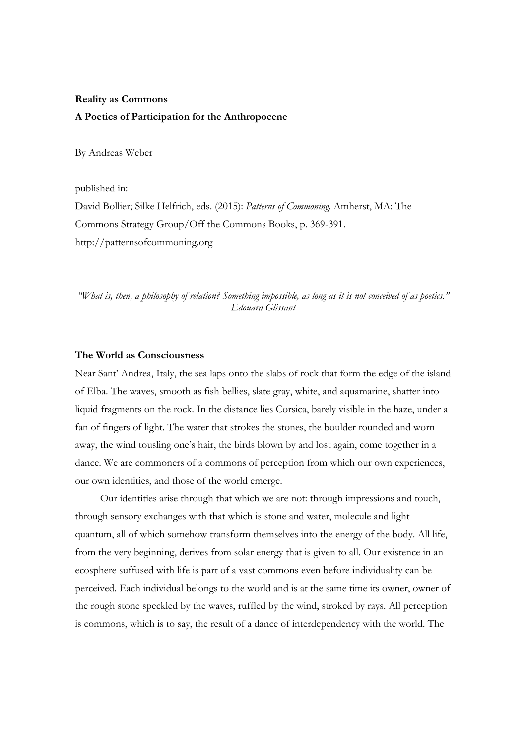**Reality as Commons**

**A Poetics of Participation for the Anthropocene**

By Andreas Weber

published in:

David Bollier; Silke Helfrich, eds. (2015): *Patterns of Commoning*. Amherst, MA: The Commons Strategy Group/Off the Commons Books, p. 369-391.

http://patternsofcommoning.org

*"What is, then, a philosophy of relation? Something impossible, as long as it is not conceived of as poetics."*
*Edouard Glissant*

## The World as Consciousness

Near Sant' Andrea, Italy, the sea laps onto the slabs of rock that form the edge of the island of Elba. The waves, smooth as fish bellies, slate gray, white, and aquamarine, shatter into liquid fragments on the rock. In the distance lies Corsica, barely visible in the haze, under a fan of fingers of light. The water that strokes the stones, the boulder rounded and worn away, the wind tousling one's hair, the birds blown by and lost again, come together in a dance. We are commoners of a commons of perception from which our own experiences, our own identities, and those of the world emerge.

Our identities arise through that which we are not: through impressions and touch, through sensory exchanges with that which is stone and water, molecule and light quantum, all of which somehow transform themselves into the energy of the body. All life, from the very beginning, derives from solar energy that is given to all. Our existence in an ecosphere suffused with life is part of a vast commons even before individuality can be perceived. Each individual belongs to the world and is at the same time its owner, owner of the rough stone speckled by the waves, ruffled by the wind, stroked by rays. All perception is commons, which is to say, the result of a dance of interdependency with the world. The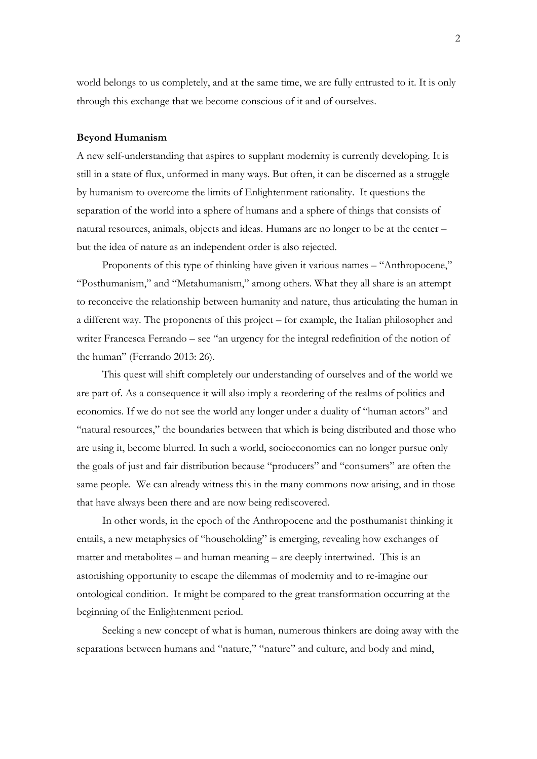world belongs to us completely, and at the same time, we are fully entrusted to it. It is only through this exchange that we become conscious of it and of ourselves.

## Beyond Humanism

A new self-understanding that aspires to supplant modernity is currently developing. It is still in a state of flux, unformed in many ways. But often, it can be discerned as a struggle by humanism to overcome the limits of Enlightenment rationality. It questions the separation of the world into a sphere of humans and a sphere of things that consists of natural resources, animals, objects and ideas. Humans are no longer to be at the center – but the idea of nature as an independent order is also rejected.

Proponents of this type of thinking have given it various names – "Anthropocene," "Posthumanism," and "Metahumanism," among others. What they all share is an attempt to reconceive the relationship between humanity and nature, thus articulating the human in a different way. The proponents of this project – for example, the Italian philosopher and writer Francesca Ferrando – see "an urgency for the integral redefinition of the notion of the human" (Ferrando 2013: 26).

This quest will shift completely our understanding of ourselves and of the world we are part of. As a consequence it will also imply a reordering of the realms of politics and economics. If we do not see the world any longer under a duality of "human actors" and "natural resources," the boundaries between that which is being distributed and those who are using it, become blurred. In such a world, socioeconomics can no longer pursue only the goals of just and fair distribution because "producers" and "consumers" are often the same people. We can already witness this in the many commons now arising, and in those that have always been there and are now being rediscovered.

In other words, in the epoch of the Anthropocene and the posthumanist thinking it entails, a new metaphysics of "householding" is emerging, revealing how exchanges of matter and metabolites – and human meaning – are deeply intertwined. This is an astonishing opportunity to escape the dilemmas of modernity and to re-imagine our ontological condition. It might be compared to the great transformation occurring at the beginning of the Enlightenment period.

Seeking a new concept of what is human, numerous thinkers are doing away with the separations between humans and "nature," "nature" and culture, and body and mind,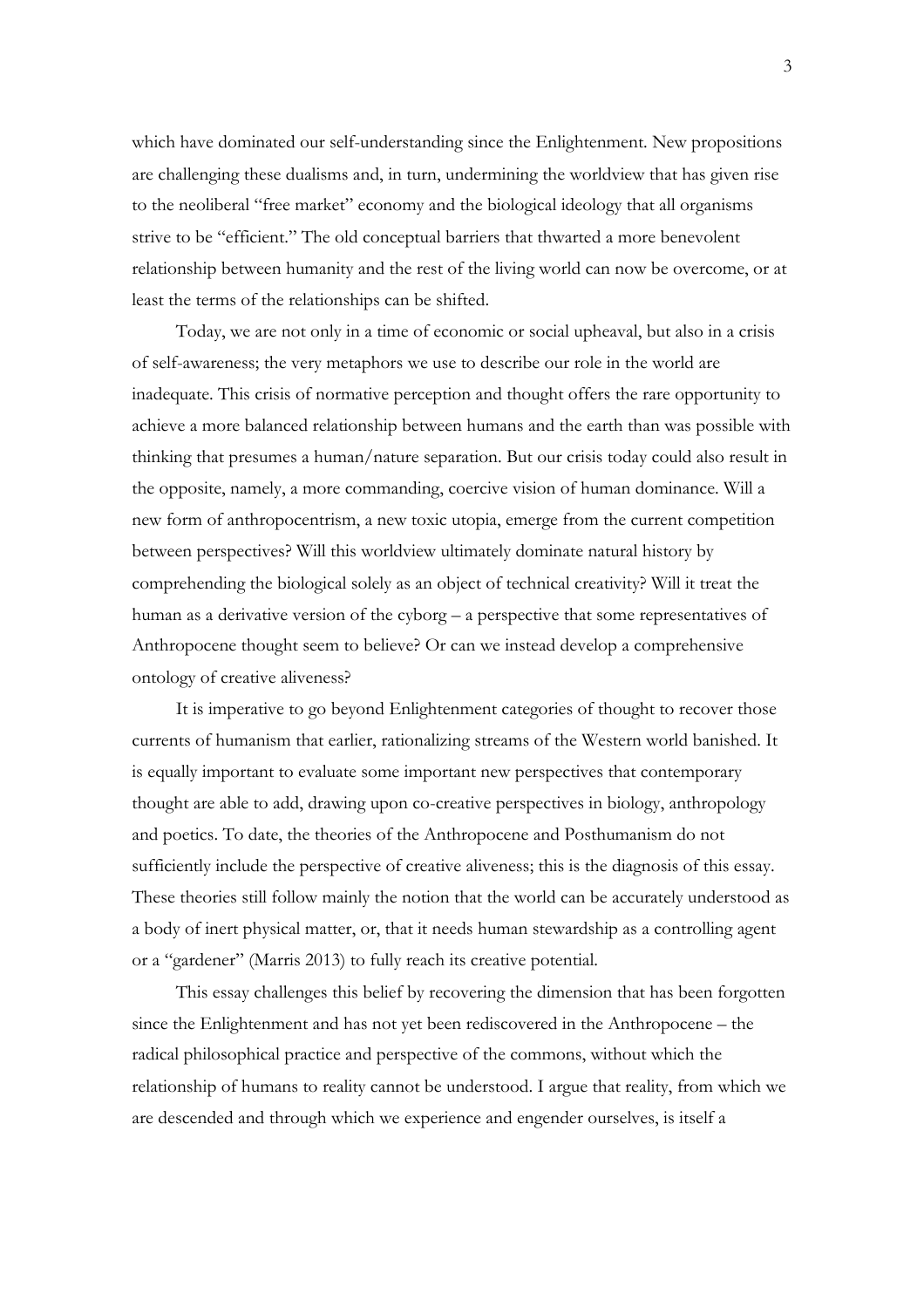which have dominated our self-understanding since the Enlightenment. New propositions are challenging these dualisms and, in turn, undermining the worldview that has given rise to the neoliberal "free market" economy and the biological ideology that all organisms strive to be "efficient." The old conceptual barriers that thwarted a more benevolent relationship between humanity and the rest of the living world can now be overcome, or at least the terms of the relationships can be shifted.

Today, we are not only in a time of economic or social upheaval, but also in a crisis of self-awareness; the very metaphors we use to describe our role in the world are inadequate. This crisis of normative perception and thought offers the rare opportunity to achieve a more balanced relationship between humans and the earth than was possible with thinking that presumes a human/nature separation. But our crisis today could also result in the opposite, namely, a more commanding, coercive vision of human dominance. Will a new form of anthropocentrism, a new toxic utopia, emerge from the current competition between perspectives? Will this worldview ultimately dominate natural history by comprehending the biological solely as an object of technical creativity? Will it treat the human as a derivative version of the cyborg – a perspective that some representatives of Anthropocene thought seem to believe? Or can we instead develop a comprehensive ontology of creative aliveness?

It is imperative to go beyond Enlightenment categories of thought to recover those currents of humanism that earlier, rationalizing streams of the Western world banished. It is equally important to evaluate some important new perspectives that contemporary thought are able to add, drawing upon co-creative perspectives in biology, anthropology and poetics. To date, the theories of the Anthropocene and Posthumanism do not sufficiently include the perspective of creative aliveness; this is the diagnosis of this essay. These theories still follow mainly the notion that the world can be accurately understood as a body of inert physical matter, or, that it needs human stewardship as a controlling agent or a "gardener" (Marris 2013) to fully reach its creative potential.

This essay challenges this belief by recovering the dimension that has been forgotten since the Enlightenment and has not yet been rediscovered in the Anthropocene – the radical philosophical practice and perspective of the commons, without which the relationship of humans to reality cannot be understood. I argue that reality, from which we are descended and through which we experience and engender ourselves, is itself a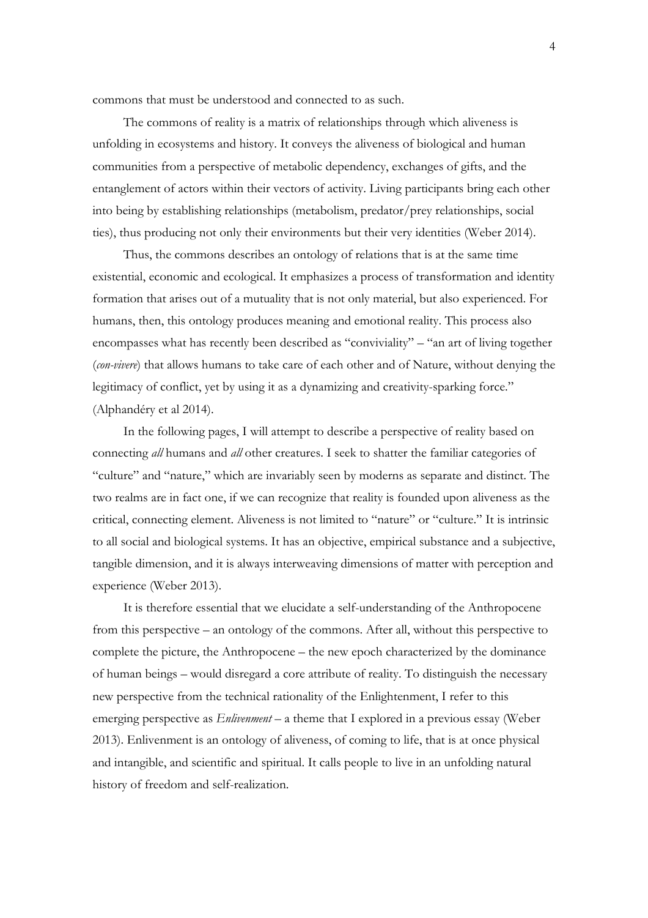commons that must be understood and connected to as such.

The commons of reality is a matrix of relationships through which aliveness is unfolding in ecosystems and history. It conveys the aliveness of biological and human communities from a perspective of metabolic dependency, exchanges of gifts, and the entanglement of actors within their vectors of activity. Living participants bring each other into being by establishing relationships (metabolism, predator/prey relationships, social ties), thus producing not only their environments but their very identities (Weber 2014).

Thus, the commons describes an ontology of relations that is at the same time existential, economic and ecological. It emphasizes a process of transformation and identity formation that arises out of a mutuality that is not only material, but also experienced. For humans, then, this ontology produces meaning and emotional reality. This process also encompasses what has recently been described as "conviviality" – "an art of living together (*con-vivere*) that allows humans to take care of each other and of Nature, without denying the legitimacy of conflict, yet by using it as a dynamizing and creativity-sparking force." (Alphandéry et al 2014).

In the following pages, I will attempt to describe a perspective of reality based on connecting *all* humans and *all* other creatures. I seek to shatter the familiar categories of "culture" and "nature," which are invariably seen by moderns as separate and distinct. The two realms are in fact one, if we can recognize that reality is founded upon aliveness as the critical, connecting element. Aliveness is not limited to "nature" or "culture." It is intrinsic to all social and biological systems. It has an objective, empirical substance and a subjective, tangible dimension, and it is always interweaving dimensions of matter with perception and experience (Weber 2013).

It is therefore essential that we elucidate a self-understanding of the Anthropocene from this perspective – an ontology of the commons. After all, without this perspective to complete the picture, the Anthropocene – the new epoch characterized by the dominance of human beings – would disregard a core attribute of reality. To distinguish the necessary new perspective from the technical rationality of the Enlightenment, I refer to this emerging perspective as *Enlivenment* – a theme that I explored in a previous essay (Weber 2013). Enlivenment is an ontology of aliveness, of coming to life, that is at once physical and intangible, and scientific and spiritual. It calls people to live in an unfolding natural history of freedom and self-realization.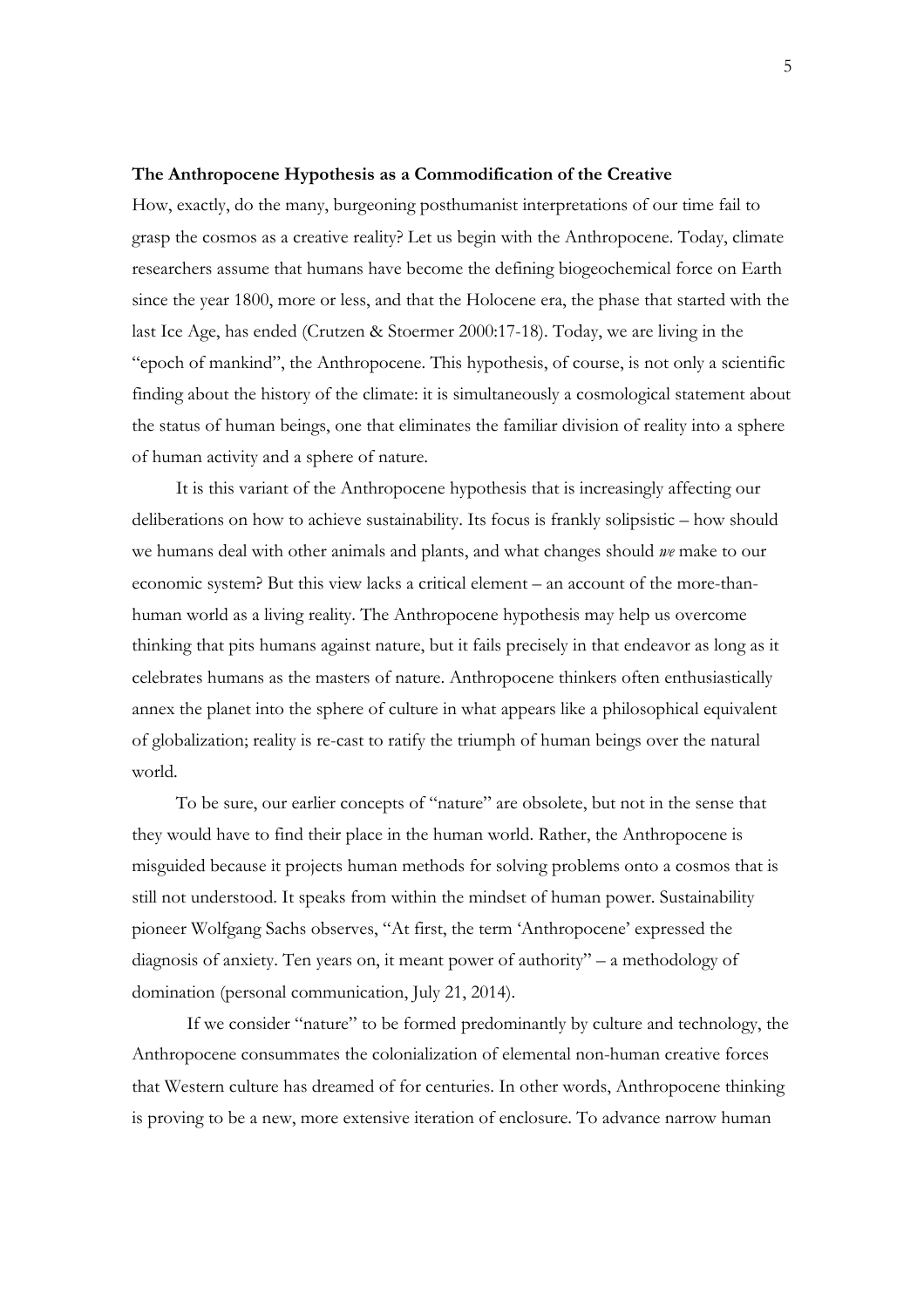**The Anthropocene Hypothesis as a Commodification of the Creative**

How, exactly, do the many, burgeoning posthumanist interpretations of our time fail to grasp the cosmos as a creative reality? Let us begin with the Anthropocene. Today, climate researchers assume that humans have become the defining biogeochemical force on Earth since the year 1800, more or less, and that the Holocene era, the phase that started with the last Ice Age, has ended (Crutzen & Stoermer 2000:17-18). Today, we are living in the "epoch of mankind", the Anthropocene. This hypothesis, of course, is not only a scientific finding about the history of the climate: it is simultaneously a cosmological statement about the status of human beings, one that eliminates the familiar division of reality into a sphere of human activity and a sphere of nature.

It is this variant of the Anthropocene hypothesis that is increasingly affecting our deliberations on how to achieve sustainability. Its focus is frankly solipsistic – how should we humans deal with other animals and plants, and what changes should *we* make to our economic system? But this view lacks a critical element – an account of the more-than-human world as a living reality. The Anthropocene hypothesis may help us overcome thinking that pits humans against nature, but it fails precisely in that endeavor as long as it celebrates humans as the masters of nature. Anthropocene thinkers often enthusiastically annex the planet into the sphere of culture in what appears like a philosophical equivalent of globalization; reality is re-cast to ratify the triumph of human beings over the natural world.

To be sure, our earlier concepts of "nature" are obsolete, but not in the sense that they would have to find their place in the human world. Rather, the Anthropocene is misguided because it projects human methods for solving problems onto a cosmos that is still not understood. It speaks from within the mindset of human power. Sustainability pioneer Wolfgang Sachs observes, "At first, the term 'Anthropocene' expressed the diagnosis of anxiety. Ten years on, it meant power of authority" – a methodology of domination (personal communication, July 21, 2014).

If we consider "nature" to be formed predominantly by culture and technology, the Anthropocene consummates the colonialization of elemental non-human creative forces that Western culture has dreamed of for centuries. In other words, Anthropocene thinking is proving to be a new, more extensive iteration of enclosure. To advance narrow human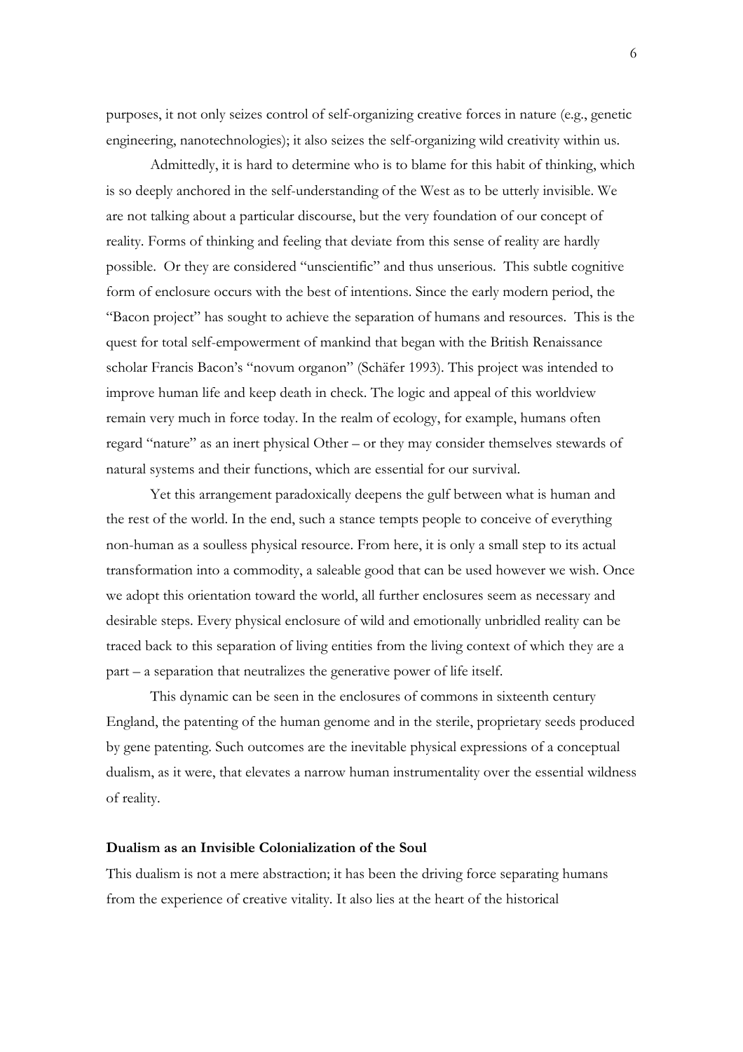purposes, it not only seizes control of self-organizing creative forces in nature (e.g., genetic engineering, nanotechnologies); it also seizes the self-organizing wild creativity within us.

Admittedly, it is hard to determine who is to blame for this habit of thinking, which is so deeply anchored in the self-understanding of the West as to be utterly invisible. We are not talking about a particular discourse, but the very foundation of our concept of reality. Forms of thinking and feeling that deviate from this sense of reality are hardly possible. Or they are considered "unscientific" and thus unserious. This subtle cognitive form of enclosure occurs with the best of intentions. Since the early modern period, the "Bacon project" has sought to achieve the separation of humans and resources. This is the quest for total self-empowerment of mankind that began with the British Renaissance scholar Francis Bacon's "novum organon" (Schäfer 1993). This project was intended to improve human life and keep death in check. The logic and appeal of this worldview remain very much in force today. In the realm of ecology, for example, humans often regard "nature" as an inert physical Other – or they may consider themselves stewards of natural systems and their functions, which are essential for our survival.

Yet this arrangement paradoxically deepens the gulf between what is human and the rest of the world. In the end, such a stance tempts people to conceive of everything non-human as a soulless physical resource. From here, it is only a small step to its actual transformation into a commodity, a saleable good that can be used however we wish. Once we adopt this orientation toward the world, all further enclosures seem as necessary and desirable steps. Every physical enclosure of wild and emotionally unbridled reality can be traced back to this separation of living entities from the living context of which they are a part – a separation that neutralizes the generative power of life itself.

This dynamic can be seen in the enclosures of commons in sixteenth century England, the patenting of the human genome and in the sterile, proprietary seeds produced by gene patenting. Such outcomes are the inevitable physical expressions of a conceptual dualism, as it were, that elevates a narrow human instrumentality over the essential wildness of reality.

**Dualism as an Invisible Colonialization of the Soul**

This dualism is not a mere abstraction; it has been the driving force separating humans from the experience of creative vitality. It also lies at the heart of the historical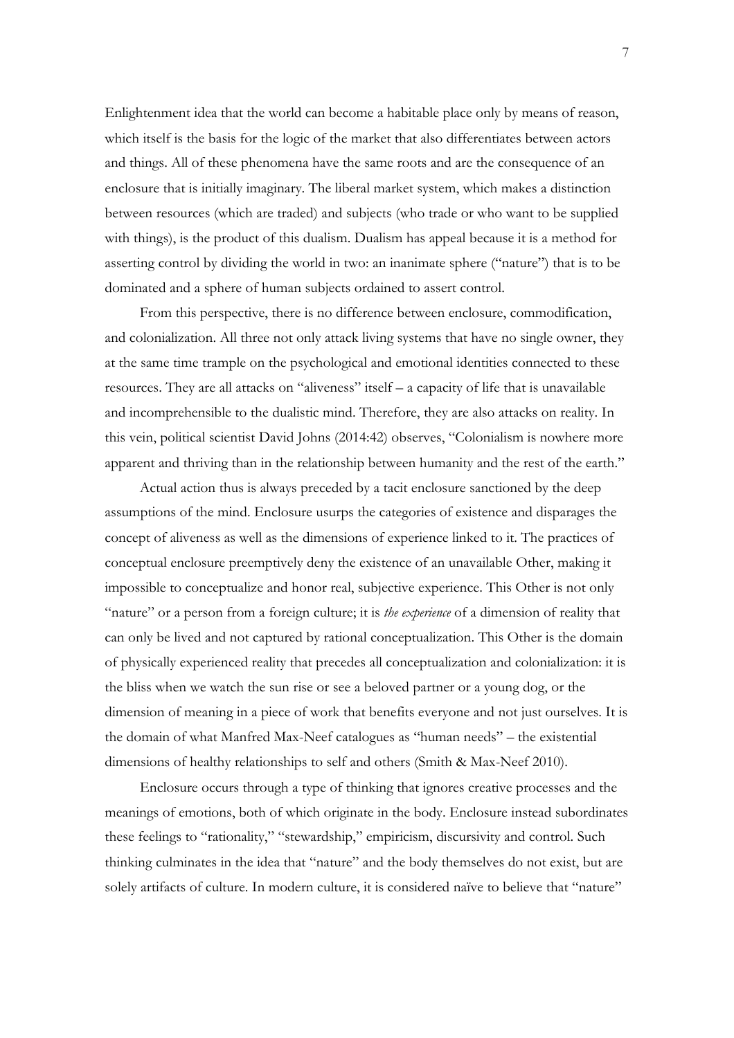Enlightenment idea that the world can become a habitable place only by means of reason, which itself is the basis for the logic of the market that also differentiates between actors and things. All of these phenomena have the same roots and are the consequence of an enclosure that is initially imaginary. The liberal market system, which makes a distinction between resources (which are traded) and subjects (who trade or who want to be supplied with things), is the product of this dualism. Dualism has appeal because it is a method for asserting control by dividing the world in two: an inanimate sphere ("nature") that is to be dominated and a sphere of human subjects ordained to assert control.

From this perspective, there is no difference between enclosure, commodification, and colonialization. All three not only attack living systems that have no single owner, they at the same time trample on the psychological and emotional identities connected to these resources. They are all attacks on "aliveness" itself – a capacity of life that is unavailable and incomprehensible to the dualistic mind. Therefore, they are also attacks on reality. In this vein, political scientist David Johns (2014:42) observes, "Colonialism is nowhere more apparent and thriving than in the relationship between humanity and the rest of the earth."

Actual action thus is always preceded by a tacit enclosure sanctioned by the deep assumptions of the mind. Enclosure usurps the categories of existence and disparages the concept of aliveness as well as the dimensions of experience linked to it. The practices of conceptual enclosure preemptively deny the existence of an unavailable Other, making it impossible to conceptualize and honor real, subjective experience. This Other is not only "nature" or a person from a foreign culture; it is *the experience* of a dimension of reality that can only be lived and not captured by rational conceptualization. This Other is the domain of physically experienced reality that precedes all conceptualization and colonialization: it is the bliss when we watch the sun rise or see a beloved partner or a young dog, or the dimension of meaning in a piece of work that benefits everyone and not just ourselves. It is the domain of what Manfred Max-Neef catalogues as "human needs" – the existential dimensions of healthy relationships to self and others (Smith & Max-Neef 2010).

Enclosure occurs through a type of thinking that ignores creative processes and the meanings of emotions, both of which originate in the body. Enclosure instead subordinates these feelings to "rationality," "stewardship," empiricism, discursivity and control. Such thinking culminates in the idea that "nature" and the body themselves do not exist, but are solely artifacts of culture. In modern culture, it is considered naïve to believe that "nature"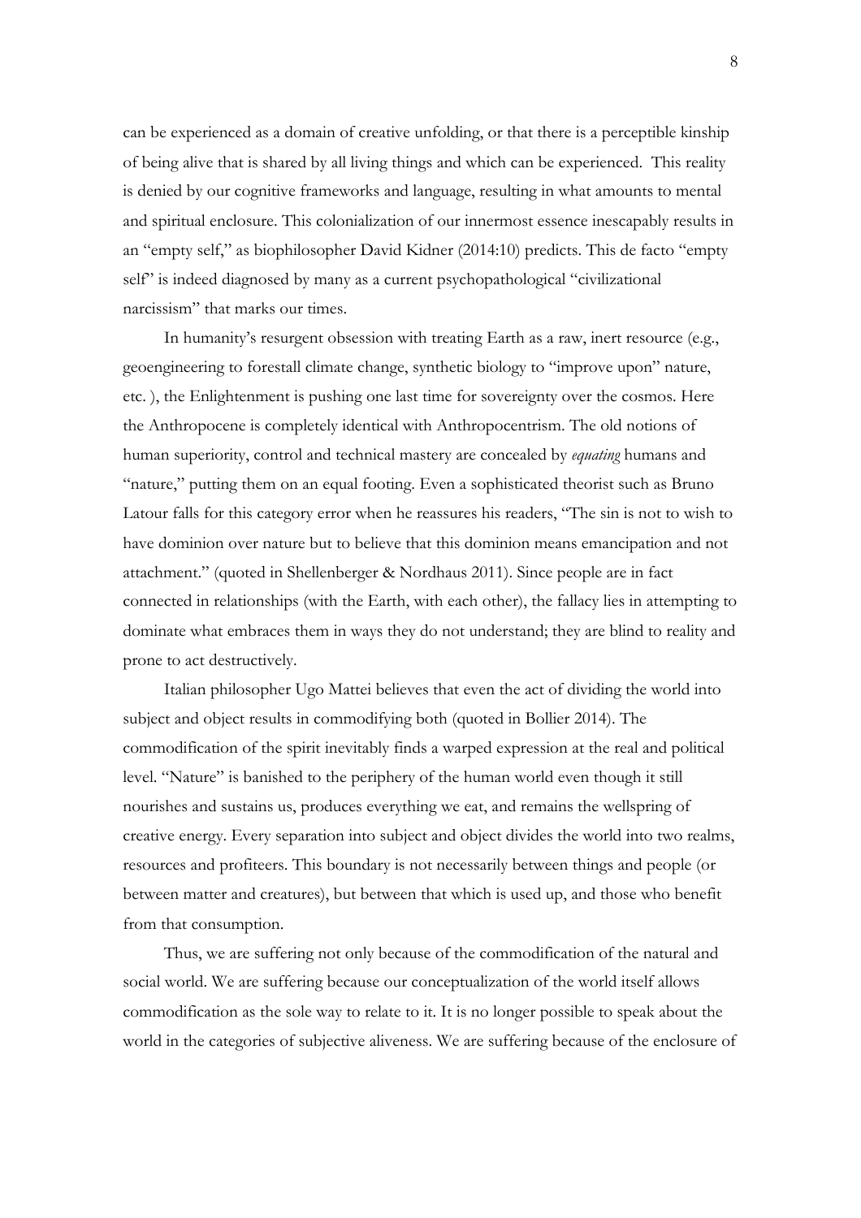can be experienced as a domain of creative unfolding, or that there is a perceptible kinship of being alive that is shared by all living things and which can be experienced. This reality is denied by our cognitive frameworks and language, resulting in what amounts to mental and spiritual enclosure. This colonialization of our innermost essence inescapably results in an "empty self," as biophilosopher David Kidner (2014:10) predicts. This de facto "empty self" is indeed diagnosed by many as a current psychopathological "civilizational narcissism" that marks our times.

In humanity's resurgent obsession with treating Earth as a raw, inert resource (e.g., geoengineering to forestall climate change, synthetic biology to "improve upon" nature, etc. ), the Enlightenment is pushing one last time for sovereignty over the cosmos. Here the Anthropocene is completely identical with Anthropocentrism. The old notions of human superiority, control and technical mastery are concealed by *equating* humans and "nature," putting them on an equal footing. Even a sophisticated theorist such as Bruno Latour falls for this category error when he reassures his readers, "The sin is not to wish to have dominion over nature but to believe that this dominion means emancipation and not attachment." (quoted in Shellenberger & Nordhaus 2011). Since people are in fact connected in relationships (with the Earth, with each other), the fallacy lies in attempting to dominate what embraces them in ways they do not understand; they are blind to reality and prone to act destructively.

Italian philosopher Ugo Mattei believes that even the act of dividing the world into subject and object results in commodifying both (quoted in Bollier 2014). The commodification of the spirit inevitably finds a warped expression at the real and political level. "Nature" is banished to the periphery of the human world even though it still nourishes and sustains us, produces everything we eat, and remains the wellspring of creative energy. Every separation into subject and object divides the world into two realms, resources and profiteers. This boundary is not necessarily between things and people (or between matter and creatures), but between that which is used up, and those who benefit from that consumption.

Thus, we are suffering not only because of the commodification of the natural and social world. We are suffering because our conceptualization of the world itself allows commodification as the sole way to relate to it. It is no longer possible to speak about the world in the categories of subjective aliveness. We are suffering because of the enclosure of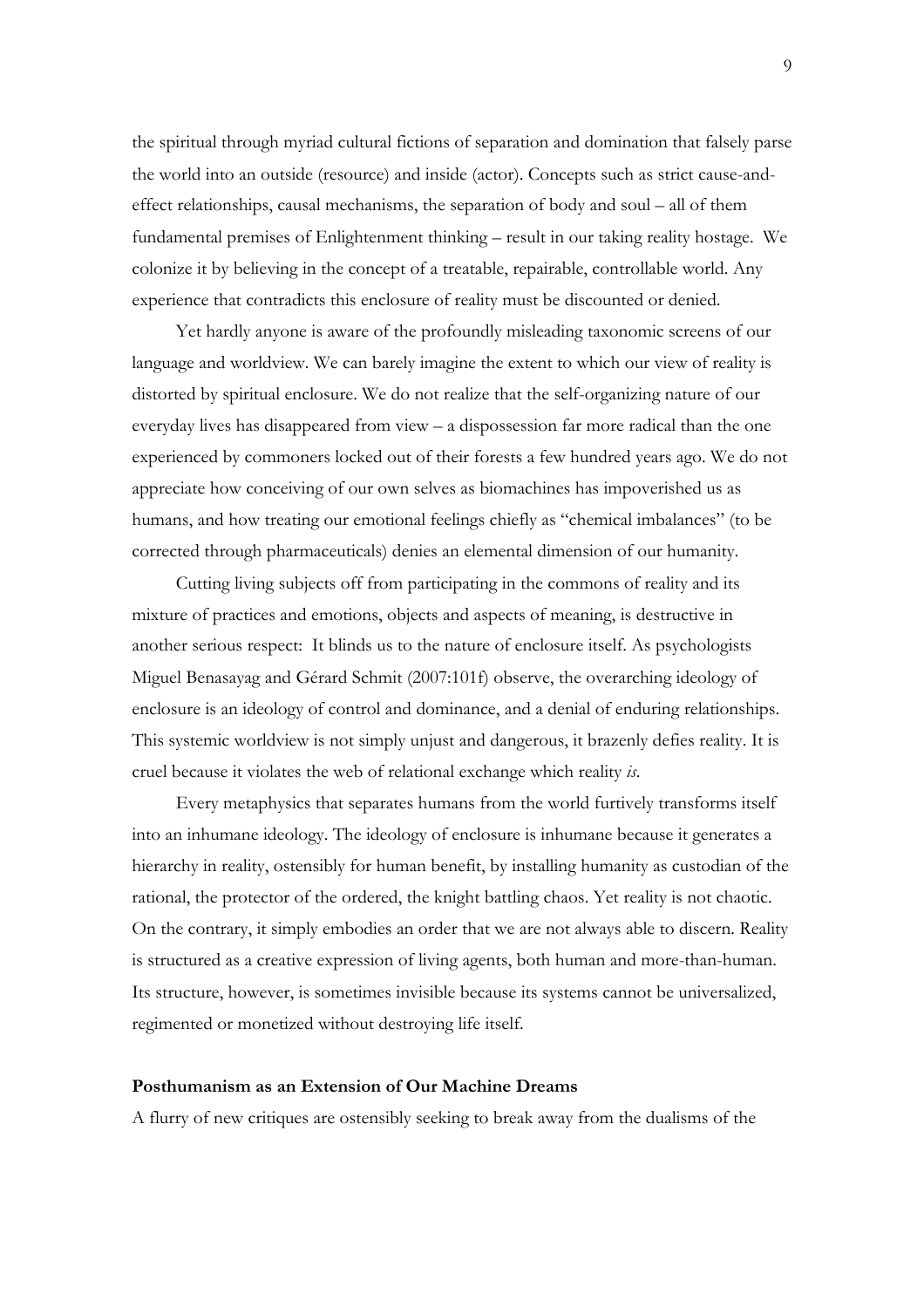the spiritual through myriad cultural fictions of separation and domination that falsely parse the world into an outside (resource) and inside (actor). Concepts such as strict cause-and-effect relationships, causal mechanisms, the separation of body and soul – all of them fundamental premises of Enlightenment thinking – result in our taking reality hostage. We colonize it by believing in the concept of a treatable, repairable, controllable world. Any experience that contradicts this enclosure of reality must be discounted or denied.

Yet hardly anyone is aware of the profoundly misleading taxonomic screens of our language and worldview. We can barely imagine the extent to which our view of reality is distorted by spiritual enclosure. We do not realize that the self-organizing nature of our everyday lives has disappeared from view – a dispossession far more radical than the one experienced by commoners locked out of their forests a few hundred years ago. We do not appreciate how conceiving of our own selves as biomachines has impoverished us as humans, and how treating our emotional feelings chiefly as "chemical imbalances" (to be corrected through pharmaceuticals) denies an elemental dimension of our humanity.

Cutting living subjects off from participating in the commons of reality and its mixture of practices and emotions, objects and aspects of meaning, is destructive in another serious respect: It blinds us to the nature of enclosure itself. As psychologists Miguel Benasayag and Gérard Schmit (2007:101f) observe, the overarching ideology of enclosure is an ideology of control and dominance, and a denial of enduring relationships. This systemic worldview is not simply unjust and dangerous, it brazenly defies reality. It is cruel because it violates the web of relational exchange which reality *is*.

Every metaphysics that separates humans from the world furtively transforms itself into an inhumane ideology. The ideology of enclosure is inhumane because it generates a hierarchy in reality, ostensibly for human benefit, by installing humanity as custodian of the rational, the protector of the ordered, the knight battling chaos. Yet reality is not chaotic. On the contrary, it simply embodies an order that we are not always able to discern. Reality is structured as a creative expression of living agents, both human and more-than-human. Its structure, however, is sometimes invisible because its systems cannot be universalized, regimented or monetized without destroying life itself.

## Posthumanism as an Extension of Our Machine Dreams

A flurry of new critiques are ostensibly seeking to break away from the dualisms of the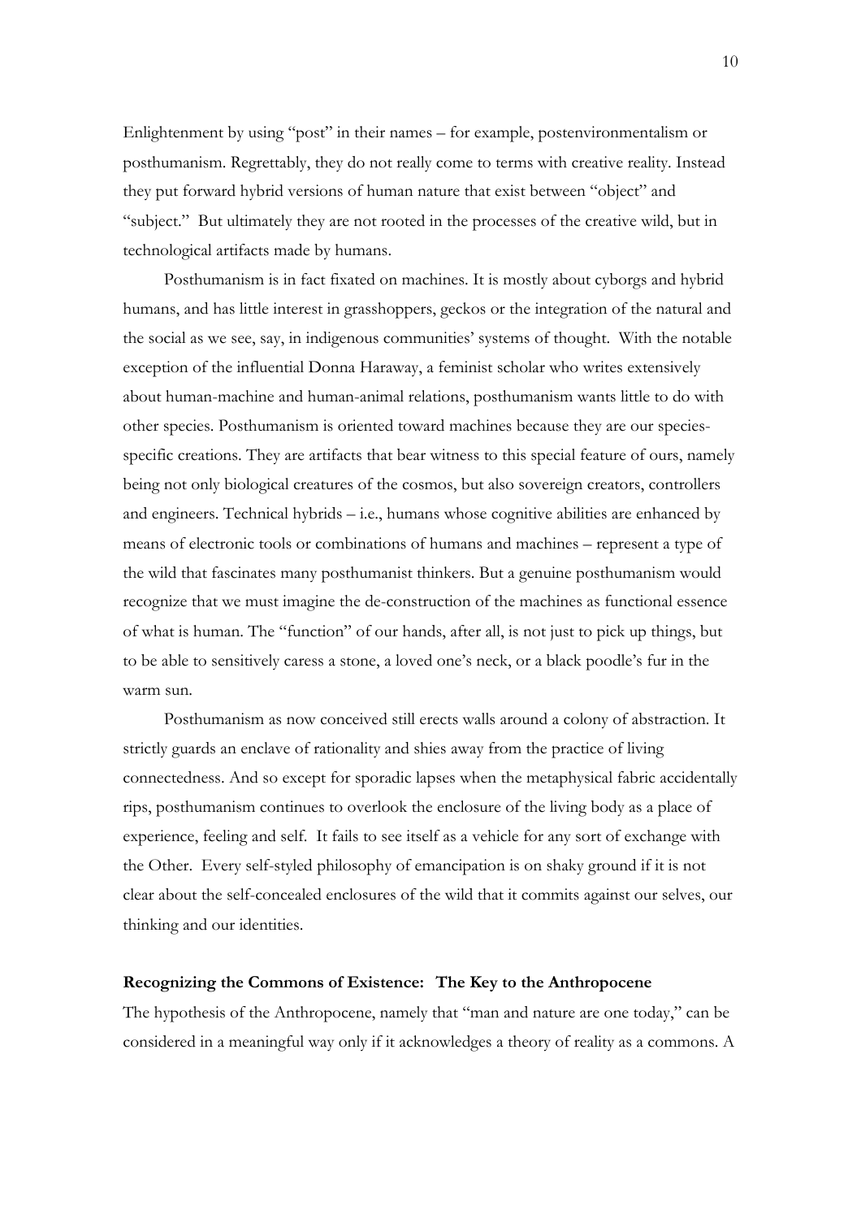Enlightenment by using "post" in their names – for example, postenvironmentalism or posthumanism. Regrettably, they do not really come to terms with creative reality. Instead they put forward hybrid versions of human nature that exist between "object" and "subject." But ultimately they are not rooted in the processes of the creative wild, but in technological artifacts made by humans.

Posthumanism is in fact fixated on machines. It is mostly about cyborgs and hybrid humans, and has little interest in grasshoppers, geckos or the integration of the natural and the social as we see, say, in indigenous communities' systems of thought. With the notable exception of the influential Donna Haraway, a feminist scholar who writes extensively about human-machine and human-animal relations, posthumanism wants little to do with other species. Posthumanism is oriented toward machines because they are our species-specific creations. They are artifacts that bear witness to this special feature of ours, namely being not only biological creatures of the cosmos, but also sovereign creators, controllers and engineers. Technical hybrids – i.e., humans whose cognitive abilities are enhanced by means of electronic tools or combinations of humans and machines – represent a type of the wild that fascinates many posthumanist thinkers. But a genuine posthumanism would recognize that we must imagine the de-construction of the machines as functional essence of what is human. The "function" of our hands, after all, is not just to pick up things, but to be able to sensitively caress a stone, a loved one's neck, or a black poodle's fur in the warm sun.

Posthumanism as now conceived still erects walls around a colony of abstraction. It strictly guards an enclave of rationality and shies away from the practice of living connectedness. And so except for sporadic lapses when the metaphysical fabric accidentally rips, posthumanism continues to overlook the enclosure of the living body as a place of experience, feeling and self. It fails to see itself as a vehicle for any sort of exchange with the Other. Every self-styled philosophy of emancipation is on shaky ground if it is not clear about the self-concealed enclosures of the wild that it commits against our selves, our thinking and our identities.

**Recognizing the Commons of Existence: The Key to the Anthropocene**

The hypothesis of the Anthropocene, namely that "man and nature are one today," can be considered in a meaningful way only if it acknowledges a theory of reality as a commons. A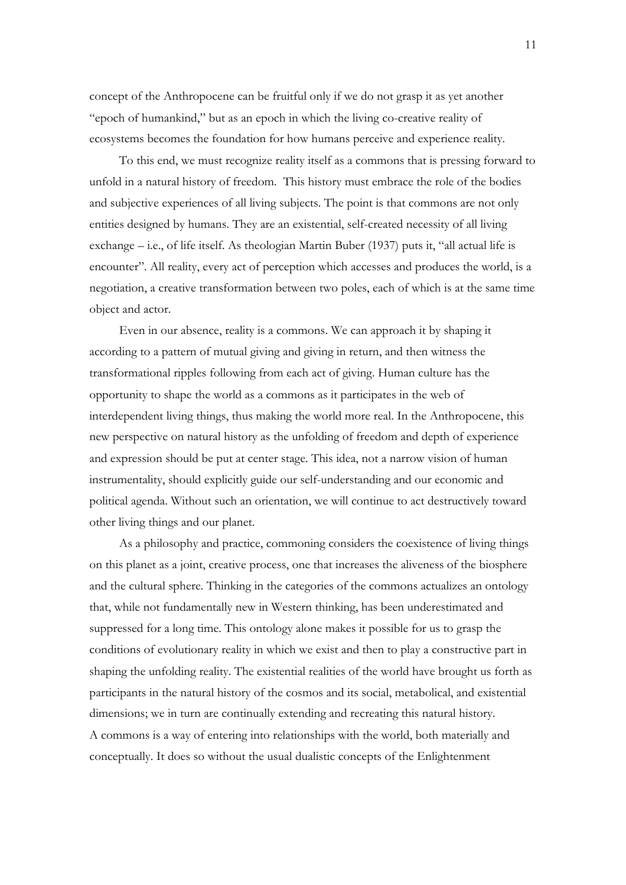concept of the Anthropocene can be fruitful only if we do not grasp it as yet another "epoch of humankind," but as an epoch in which the living co-creative reality of ecosystems becomes the foundation for how humans perceive and experience reality.

To this end, we must recognize reality itself as a commons that is pressing forward to unfold in a natural history of freedom. This history must embrace the role of the bodies and subjective experiences of all living subjects. The point is that commons are not only entities designed by humans. They are an existential, self-created necessity of all living exchange – i.e., of life itself. As theologian Martin Buber (1937) puts it, "all actual life is encounter". All reality, every act of perception which accesses and produces the world, is a negotiation, a creative transformation between two poles, each of which is at the same time object and actor.

Even in our absence, reality is a commons. We can approach it by shaping it according to a pattern of mutual giving and giving in return, and then witness the transformational ripples following from each act of giving. Human culture has the opportunity to shape the world as a commons as it participates in the web of interdependent living things, thus making the world more real. In the Anthropocene, this new perspective on natural history as the unfolding of freedom and depth of experience and expression should be put at center stage. This idea, not a narrow vision of human instrumentality, should explicitly guide our self-understanding and our economic and political agenda. Without such an orientation, we will continue to act destructively toward other living things and our planet.

As a philosophy and practice, commoning considers the coexistence of living things on this planet as a joint, creative process, one that increases the aliveness of the biosphere and the cultural sphere. Thinking in the categories of the commons actualizes an ontology that, while not fundamentally new in Western thinking, has been underestimated and suppressed for a long time. This ontology alone makes it possible for us to grasp the conditions of evolutionary reality in which we exist and then to play a constructive part in shaping the unfolding reality. The existential realities of the world have brought us forth as participants in the natural history of the cosmos and its social, metabolical, and existential dimensions; we in turn are continually extending and recreating this natural history.
A commons is a way of entering into relationships with the world, both materially and conceptually. It does so without the usual dualistic concepts of the Enlightenment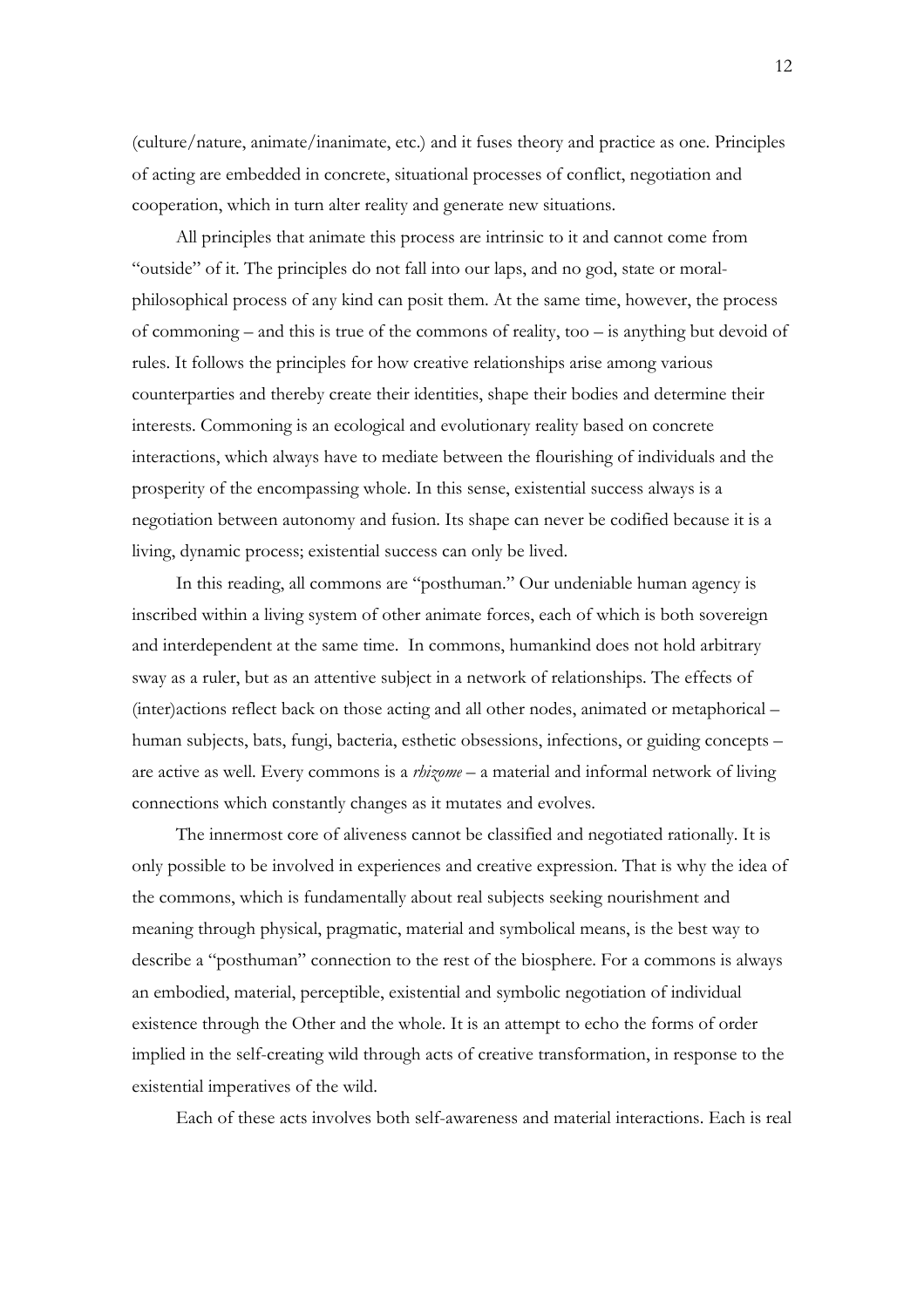(culture/nature, animate/inanimate, etc.) and it fuses theory and practice as one. Principles of acting are embedded in concrete, situational processes of conflict, negotiation and cooperation, which in turn alter reality and generate new situations.

All principles that animate this process are intrinsic to it and cannot come from "outside" of it. The principles do not fall into our laps, and no god, state or moral-philosophical process of any kind can posit them. At the same time, however, the process of commoning – and this is true of the commons of reality, too – is anything but devoid of rules. It follows the principles for how creative relationships arise among various counterparties and thereby create their identities, shape their bodies and determine their interests. Commoning is an ecological and evolutionary reality based on concrete interactions, which always have to mediate between the flourishing of individuals and the prosperity of the encompassing whole. In this sense, existential success always is a negotiation between autonomy and fusion. Its shape can never be codified because it is a living, dynamic process; existential success can only be lived.

In this reading, all commons are "posthuman." Our undeniable human agency is inscribed within a living system of other animate forces, each of which is both sovereign and interdependent at the same time. In commons, humankind does not hold arbitrary sway as a ruler, but as an attentive subject in a network of relationships. The effects of (inter)actions reflect back on those acting and all other nodes, animated or metaphorical – human subjects, bats, fungi, bacteria, esthetic obsessions, infections, or guiding concepts – are active as well. Every commons is a *rhizome* – a material and informal network of living connections which constantly changes as it mutates and evolves.

The innermost core of aliveness cannot be classified and negotiated rationally. It is only possible to be involved in experiences and creative expression. That is why the idea of the commons, which is fundamentally about real subjects seeking nourishment and meaning through physical, pragmatic, material and symbolical means, is the best way to describe a "posthuman" connection to the rest of the biosphere. For a commons is always an embodied, material, perceptible, existential and symbolic negotiation of individual existence through the Other and the whole. It is an attempt to echo the forms of order implied in the self-creating wild through acts of creative transformation, in response to the existential imperatives of the wild.

Each of these acts involves both self-awareness and material interactions. Each is real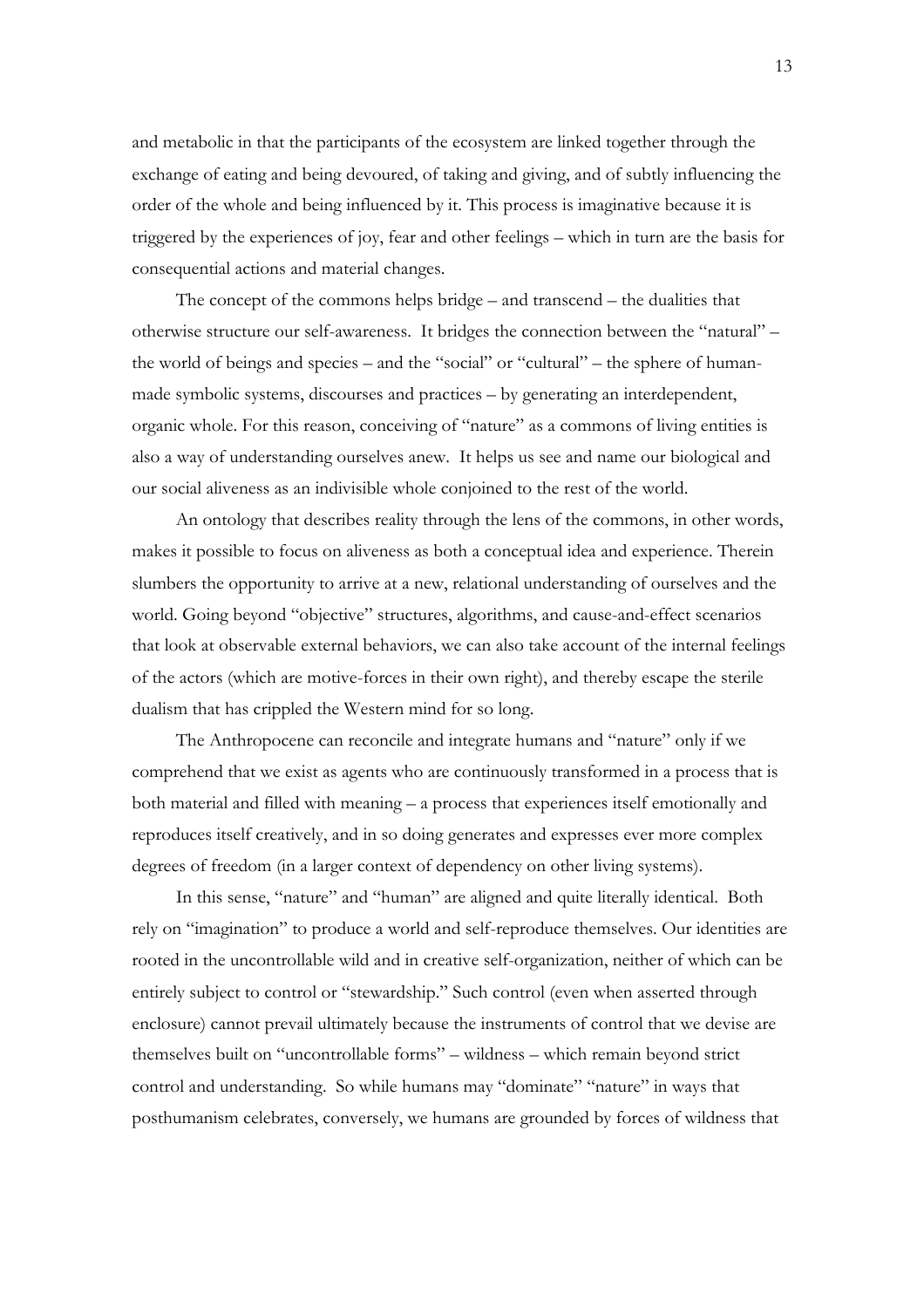and metabolic in that the participants of the ecosystem are linked together through the exchange of eating and being devoured, of taking and giving, and of subtly influencing the order of the whole and being influenced by it. This process is imaginative because it is triggered by the experiences of joy, fear and other feelings – which in turn are the basis for consequential actions and material changes.

The concept of the commons helps bridge – and transcend – the dualities that otherwise structure our self-awareness. It bridges the connection between the "natural" – the world of beings and species – and the "social" or "cultural" – the sphere of human-made symbolic systems, discourses and practices – by generating an interdependent, organic whole. For this reason, conceiving of "nature" as a commons of living entities is also a way of understanding ourselves anew. It helps us see and name our biological and our social aliveness as an indivisible whole conjoined to the rest of the world.

An ontology that describes reality through the lens of the commons, in other words, makes it possible to focus on aliveness as both a conceptual idea and experience. Therein slumbers the opportunity to arrive at a new, relational understanding of ourselves and the world. Going beyond "objective" structures, algorithms, and cause-and-effect scenarios that look at observable external behaviors, we can also take account of the internal feelings of the actors (which are motive-forces in their own right), and thereby escape the sterile dualism that has crippled the Western mind for so long.

The Anthropocene can reconcile and integrate humans and "nature" only if we comprehend that we exist as agents who are continuously transformed in a process that is both material and filled with meaning – a process that experiences itself emotionally and reproduces itself creatively, and in so doing generates and expresses ever more complex degrees of freedom (in a larger context of dependency on other living systems).

In this sense, "nature" and "human" are aligned and quite literally identical. Both rely on "imagination" to produce a world and self-reproduce themselves. Our identities are rooted in the uncontrollable wild and in creative self-organization, neither of which can be entirely subject to control or "stewardship." Such control (even when asserted through enclosure) cannot prevail ultimately because the instruments of control that we devise are themselves built on "uncontrollable forms" – wildness – which remain beyond strict control and understanding. So while humans may "dominate" "nature" in ways that posthumanism celebrates, conversely, we humans are grounded by forces of wildness that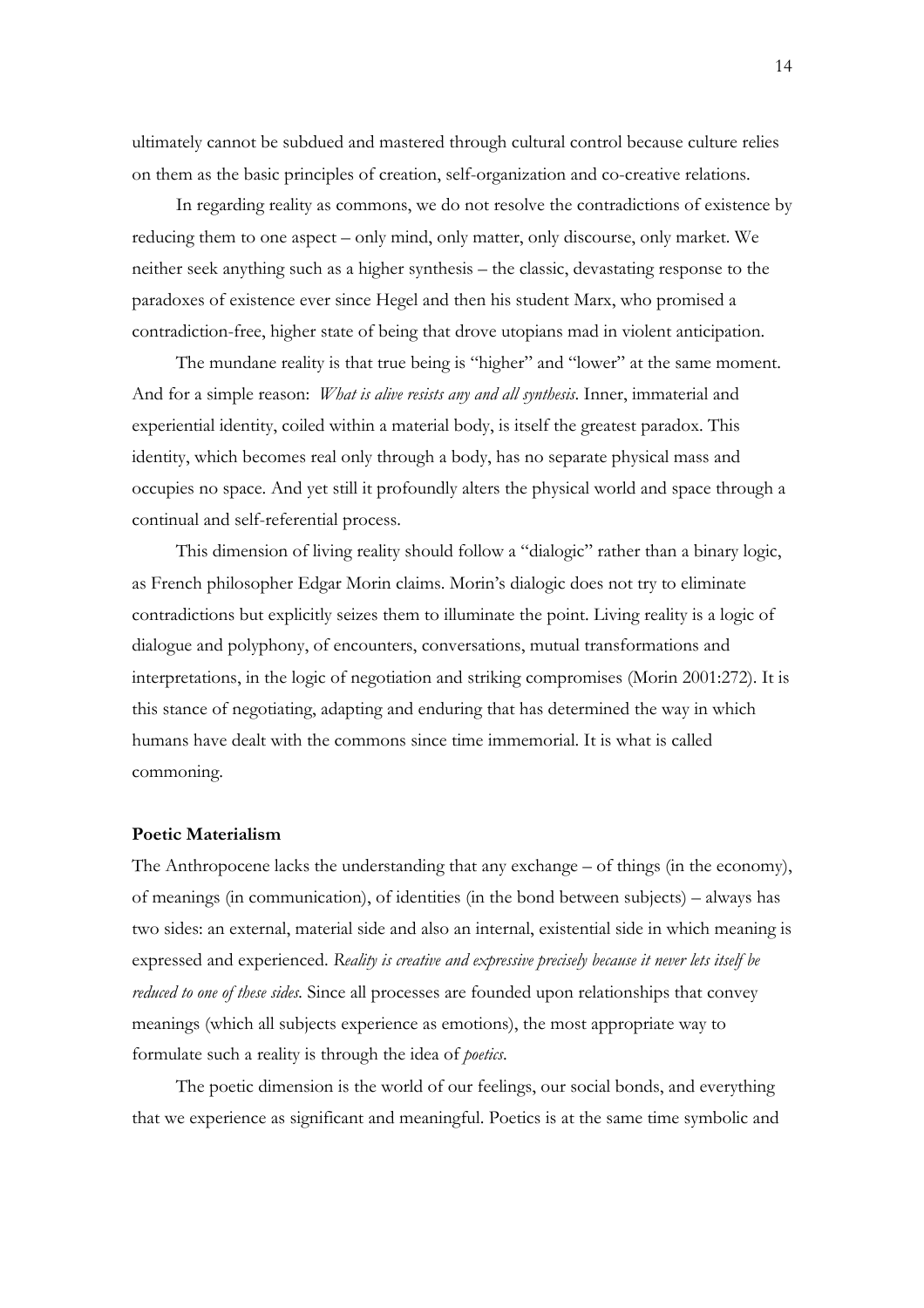ultimately cannot be subdued and mastered through cultural control because culture relies on them as the basic principles of creation, self-organization and co-creative relations.

In regarding reality as commons, we do not resolve the contradictions of existence by reducing them to one aspect – only mind, only matter, only discourse, only market. We neither seek anything such as a higher synthesis – the classic, devastating response to the paradoxes of existence ever since Hegel and then his student Marx, who promised a contradiction-free, higher state of being that drove utopians mad in violent anticipation.

The mundane reality is that true being is "higher" and "lower" at the same moment. And for a simple reason: *What is alive resists any and all synthesis*. Inner, immaterial and experiential identity, coiled within a material body, is itself the greatest paradox. This identity, which becomes real only through a body, has no separate physical mass and occupies no space. And yet still it profoundly alters the physical world and space through a continual and self-referential process.

This dimension of living reality should follow a "dialogic" rather than a binary logic, as French philosopher Edgar Morin claims. Morin's dialogic does not try to eliminate contradictions but explicitly seizes them to illuminate the point. Living reality is a logic of dialogue and polyphony, of encounters, conversations, mutual transformations and interpretations, in the logic of negotiation and striking compromises (Morin 2001:272). It is this stance of negotiating, adapting and enduring that has determined the way in which humans have dealt with the commons since time immemorial. It is what is called commoning.

**Poetic Materialism**

The Anthropocene lacks the understanding that any exchange – of things (in the economy), of meanings (in communication), of identities (in the bond between subjects) – always has two sides: an external, material side and also an internal, existential side in which meaning is expressed and experienced. *Reality is creative and expressive precisely because it never lets itself be reduced to one of these sides*. Since all processes are founded upon relationships that convey meanings (which all subjects experience as emotions), the most appropriate way to formulate such a reality is through the idea of *poetics*.

The poetic dimension is the world of our feelings, our social bonds, and everything that we experience as significant and meaningful. Poetics is at the same time symbolic and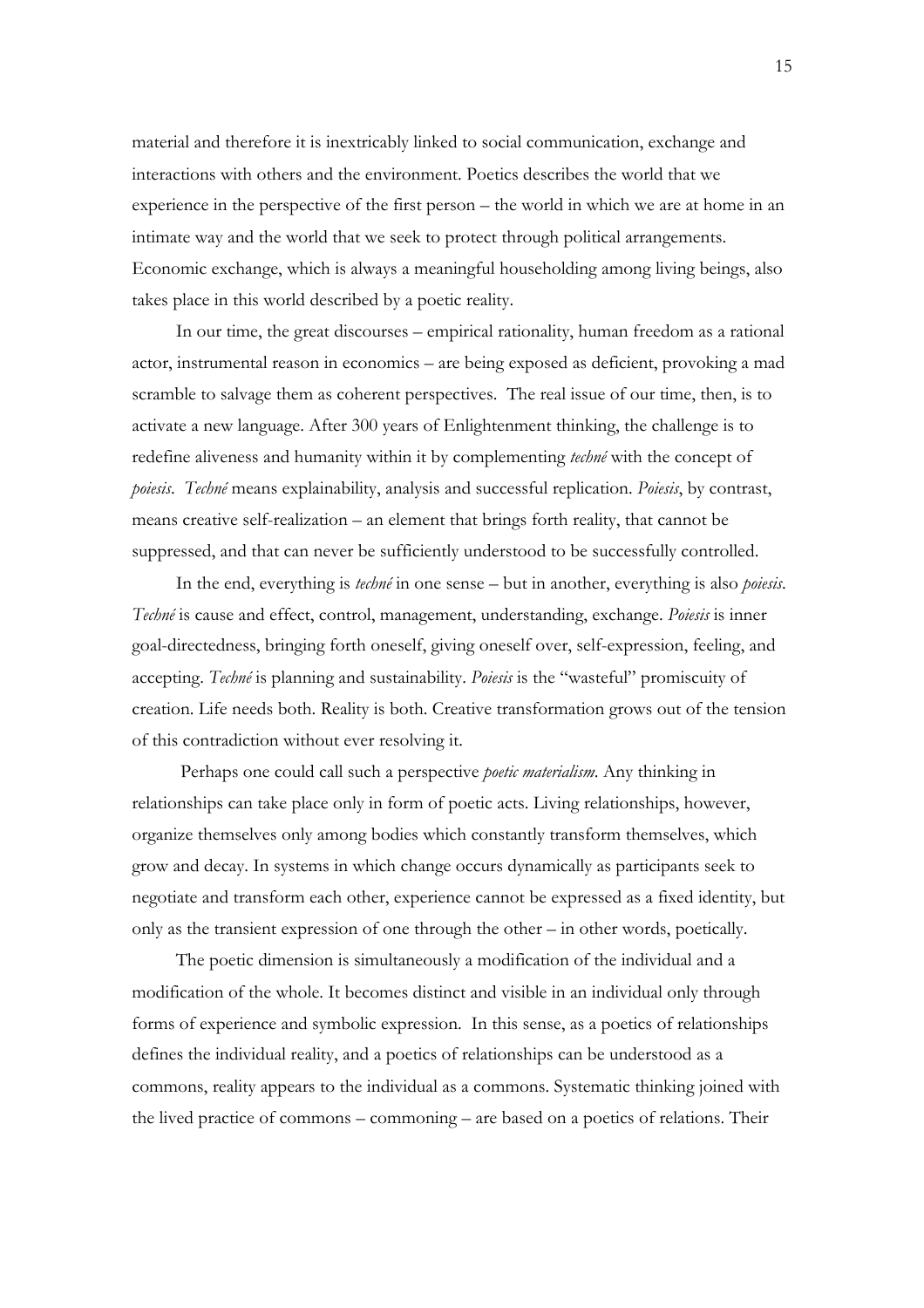material and therefore it is inextricably linked to social communication, exchange and interactions with others and the environment. Poetics describes the world that we experience in the perspective of the first person – the world in which we are at home in an intimate way and the world that we seek to protect through political arrangements. Economic exchange, which is always a meaningful householding among living beings, also takes place in this world described by a poetic reality.

In our time, the great discourses – empirical rationality, human freedom as a rational actor, instrumental reason in economics – are being exposed as deficient, provoking a mad scramble to salvage them as coherent perspectives. The real issue of our time, then, is to activate a new language. After 300 years of Enlightenment thinking, the challenge is to redefine aliveness and humanity within it by complementing *techné* with the concept of *poiesis*. *Techné* means explainability, analysis and successful replication. *Poiesis*, by contrast, means creative self-realization – an element that brings forth reality, that cannot be suppressed, and that can never be sufficiently understood to be successfully controlled.

In the end, everything is *techné* in one sense – but in another, everything is also *poiesis*. *Techné* is cause and effect, control, management, understanding, exchange. *Poiesis* is inner goal-directedness, bringing forth oneself, giving oneself over, self-expression, feeling, and accepting. *Techné* is planning and sustainability. *Poiesis* is the "wasteful" promiscuity of creation. Life needs both. Reality is both. Creative transformation grows out of the tension of this contradiction without ever resolving it.

Perhaps one could call such a perspective *poetic materialism*. Any thinking in relationships can take place only in form of poetic acts. Living relationships, however, organize themselves only among bodies which constantly transform themselves, which grow and decay. In systems in which change occurs dynamically as participants seek to negotiate and transform each other, experience cannot be expressed as a fixed identity, but only as the transient expression of one through the other – in other words, poetically.

The poetic dimension is simultaneously a modification of the individual and a modification of the whole. It becomes distinct and visible in an individual only through forms of experience and symbolic expression. In this sense, as a poetics of relationships defines the individual reality, and a poetics of relationships can be understood as a commons, reality appears to the individual as a commons. Systematic thinking joined with the lived practice of commons – commoning – are based on a poetics of relations. Their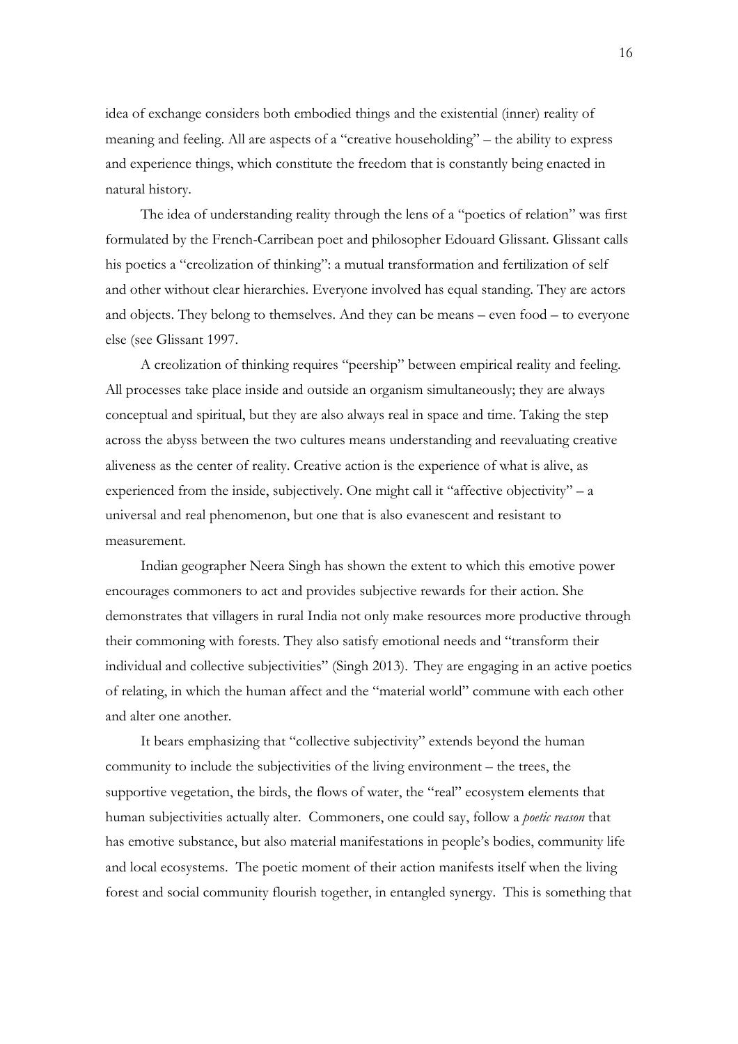idea of exchange considers both embodied things and the existential (inner) reality of meaning and feeling. All are aspects of a "creative householding" – the ability to express and experience things, which constitute the freedom that is constantly being enacted in natural history.

The idea of understanding reality through the lens of a "poetics of relation" was first formulated by the French-Carribean poet and philosopher Edouard Glissant. Glissant calls his poetics a "creolization of thinking": a mutual transformation and fertilization of self and other without clear hierarchies. Everyone involved has equal standing. They are actors and objects. They belong to themselves. And they can be means – even food – to everyone else (see Glissant 1997.

A creolization of thinking requires "peership" between empirical reality and feeling. All processes take place inside and outside an organism simultaneously; they are always conceptual and spiritual, but they are also always real in space and time. Taking the step across the abyss between the two cultures means understanding and reevaluating creative aliveness as the center of reality. Creative action is the experience of what is alive, as experienced from the inside, subjectively. One might call it "affective objectivity" – a universal and real phenomenon, but one that is also evanescent and resistant to measurement.

Indian geographer Neera Singh has shown the extent to which this emotive power encourages commoners to act and provides subjective rewards for their action. She demonstrates that villagers in rural India not only make resources more productive through their commoning with forests. They also satisfy emotional needs and "transform their individual and collective subjectivities" (Singh 2013). They are engaging in an active poetics of relating, in which the human affect and the "material world" commune with each other and alter one another.

It bears emphasizing that "collective subjectivity" extends beyond the human community to include the subjectivities of the living environment – the trees, the supportive vegetation, the birds, the flows of water, the "real" ecosystem elements that human subjectivities actually alter. Commoners, one could say, follow a *poetic reason* that has emotive substance, but also material manifestations in people's bodies, community life and local ecosystems. The poetic moment of their action manifests itself when the living forest and social community flourish together, in entangled synergy. This is something that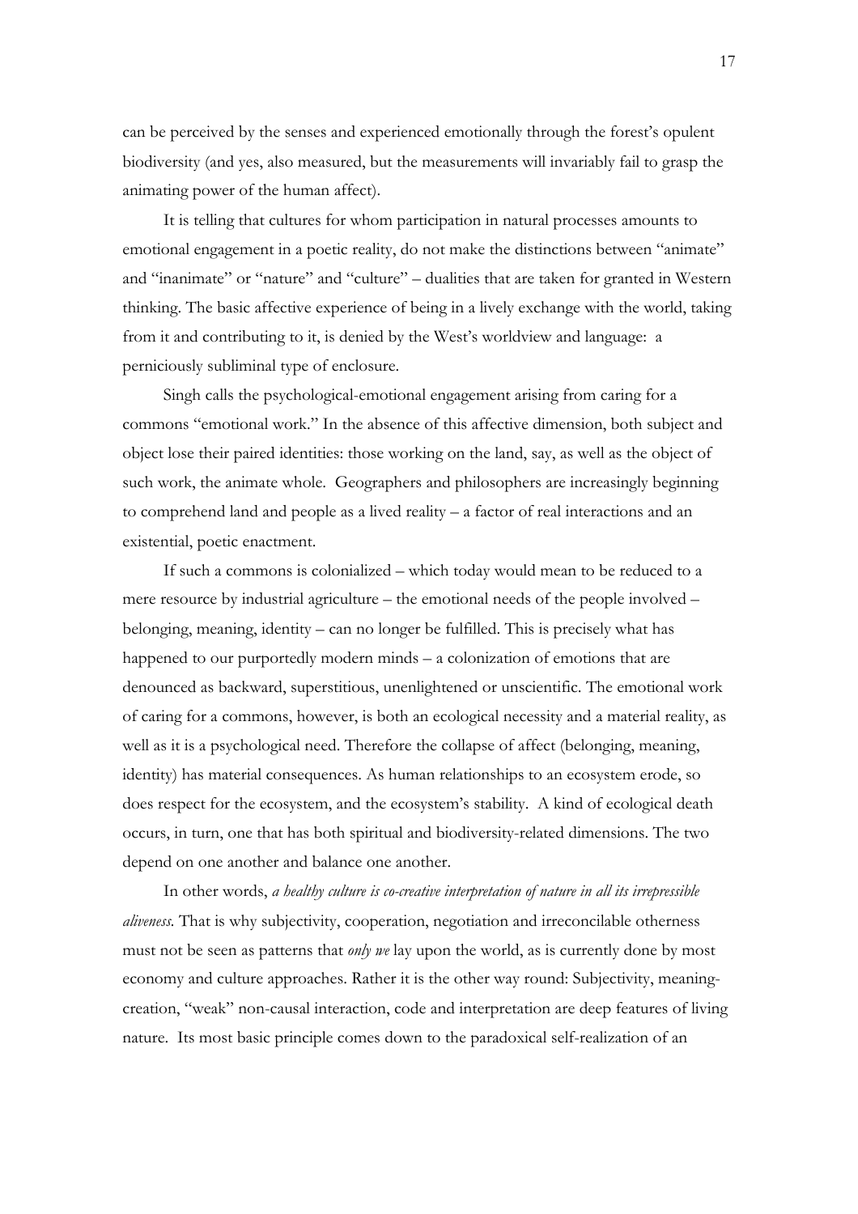can be perceived by the senses and experienced emotionally through the forest's opulent biodiversity (and yes, also measured, but the measurements will invariably fail to grasp the animating power of the human affect).

It is telling that cultures for whom participation in natural processes amounts to emotional engagement in a poetic reality, do not make the distinctions between "animate" and "inanimate" or "nature" and "culture" – dualities that are taken for granted in Western thinking. The basic affective experience of being in a lively exchange with the world, taking from it and contributing to it, is denied by the West's worldview and language: a perniciously subliminal type of enclosure.

Singh calls the psychological-emotional engagement arising from caring for a commons "emotional work." In the absence of this affective dimension, both subject and object lose their paired identities: those working on the land, say, as well as the object of such work, the animate whole. Geographers and philosophers are increasingly beginning to comprehend land and people as a lived reality – a factor of real interactions and an existential, poetic enactment.

If such a commons is colonialized – which today would mean to be reduced to a mere resource by industrial agriculture – the emotional needs of the people involved – belonging, meaning, identity – can no longer be fulfilled. This is precisely what has happened to our purportedly modern minds – a colonization of emotions that are denounced as backward, superstitious, unenlightened or unscientific. The emotional work of caring for a commons, however, is both an ecological necessity and a material reality, as well as it is a psychological need. Therefore the collapse of affect (belonging, meaning, identity) has material consequences. As human relationships to an ecosystem erode, so does respect for the ecosystem, and the ecosystem's stability. A kind of ecological death occurs, in turn, one that has both spiritual and biodiversity-related dimensions. The two depend on one another and balance one another.

In other words, *a healthy culture is co-creative interpretation of nature in all its irrepressible aliveness.* That is why subjectivity, cooperation, negotiation and irreconcilable otherness must not be seen as patterns that *only we* lay upon the world, as is currently done by most economy and culture approaches. Rather it is the other way round: Subjectivity, meaning-creation, "weak" non-causal interaction, code and interpretation are deep features of living nature. Its most basic principle comes down to the paradoxical self-realization of an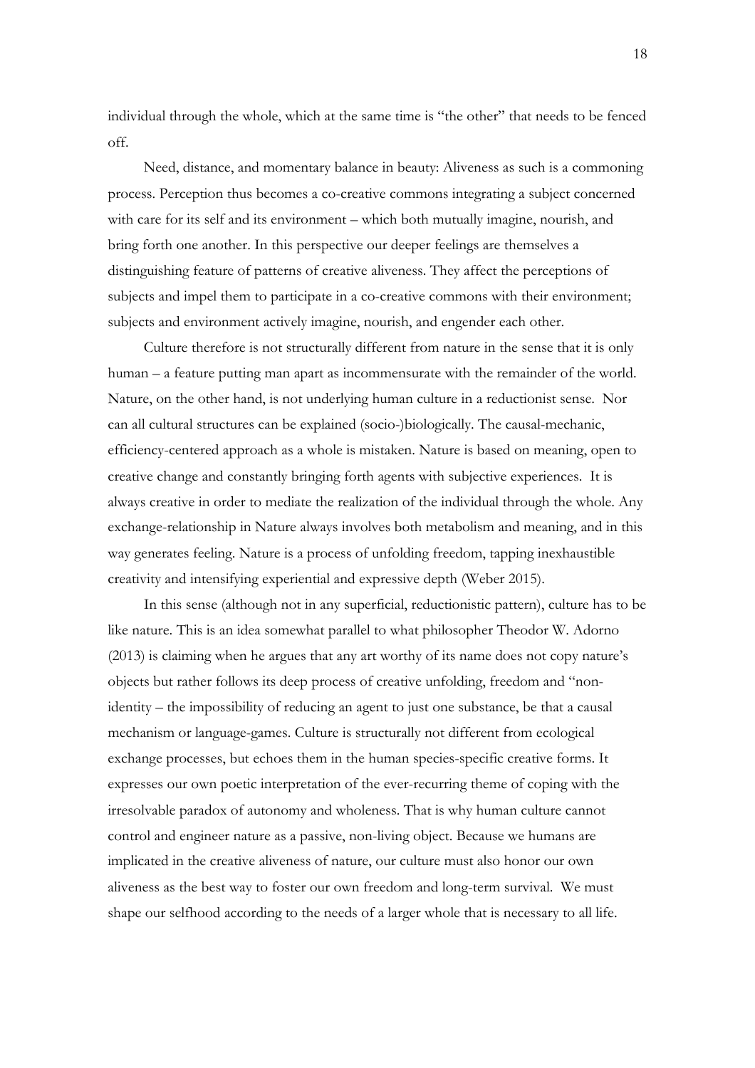individual through the whole, which at the same time is "the other" that needs to be fenced off.

Need, distance, and momentary balance in beauty: Aliveness as such is a commoning process. Perception thus becomes a co-creative commons integrating a subject concerned with care for its self and its environment – which both mutually imagine, nourish, and bring forth one another. In this perspective our deeper feelings are themselves a distinguishing feature of patterns of creative aliveness. They affect the perceptions of subjects and impel them to participate in a co-creative commons with their environment; subjects and environment actively imagine, nourish, and engender each other.

Culture therefore is not structurally different from nature in the sense that it is only human – a feature putting man apart as incommensurate with the remainder of the world. Nature, on the other hand, is not underlying human culture in a reductionist sense. Nor can all cultural structures can be explained (socio-)biologically. The causal-mechanic, efficiency-centered approach as a whole is mistaken. Nature is based on meaning, open to creative change and constantly bringing forth agents with subjective experiences. It is always creative in order to mediate the realization of the individual through the whole. Any exchange-relationship in Nature always involves both metabolism and meaning, and in this way generates feeling. Nature is a process of unfolding freedom, tapping inexhaustible creativity and intensifying experiential and expressive depth (Weber 2015).

In this sense (although not in any superficial, reductionistic pattern), culture has to be like nature. This is an idea somewhat parallel to what philosopher Theodor W. Adorno (2013) is claiming when he argues that any art worthy of its name does not copy nature's objects but rather follows its deep process of creative unfolding, freedom and "non-identity – the impossibility of reducing an agent to just one substance, be that a causal mechanism or language-games. Culture is structurally not different from ecological exchange processes, but echoes them in the human species-specific creative forms. It expresses our own poetic interpretation of the ever-recurring theme of coping with the irresolvable paradox of autonomy and wholeness. That is why human culture cannot control and engineer nature as a passive, non-living object. Because we humans are implicated in the creative aliveness of nature, our culture must also honor our own aliveness as the best way to foster our own freedom and long-term survival. We must shape our selfhood according to the needs of a larger whole that is necessary to all life.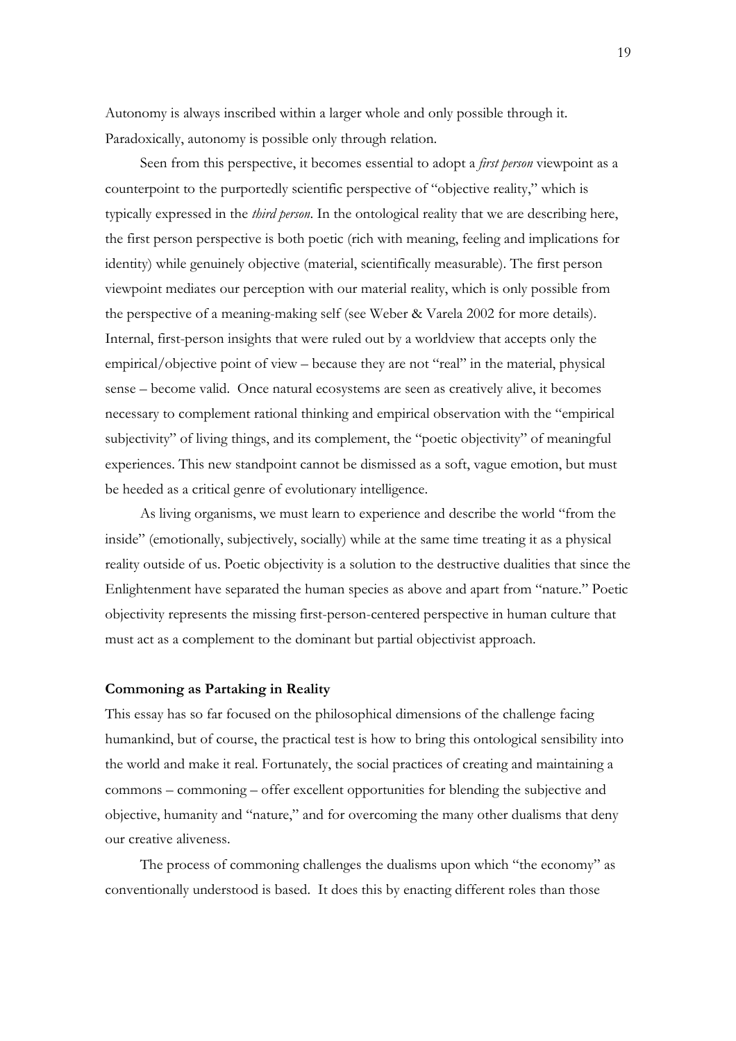Autonomy is always inscribed within a larger whole and only possible through it. Paradoxically, autonomy is possible only through relation.

Seen from this perspective, it becomes essential to adopt a *first person* viewpoint as a counterpoint to the purportedly scientific perspective of "objective reality," which is typically expressed in the *third person*. In the ontological reality that we are describing here, the first person perspective is both poetic (rich with meaning, feeling and implications for identity) while genuinely objective (material, scientifically measurable). The first person viewpoint mediates our perception with our material reality, which is only possible from the perspective of a meaning-making self (see Weber & Varela 2002 for more details). Internal, first-person insights that were ruled out by a worldview that accepts only the empirical/objective point of view – because they are not "real" in the material, physical sense – become valid. Once natural ecosystems are seen as creatively alive, it becomes necessary to complement rational thinking and empirical observation with the "empirical subjectivity" of living things, and its complement, the "poetic objectivity" of meaningful experiences. This new standpoint cannot be dismissed as a soft, vague emotion, but must be heeded as a critical genre of evolutionary intelligence.

As living organisms, we must learn to experience and describe the world "from the inside" (emotionally, subjectively, socially) while at the same time treating it as a physical reality outside of us. Poetic objectivity is a solution to the destructive dualities that since the Enlightenment have separated the human species as above and apart from "nature." Poetic objectivity represents the missing first-person-centered perspective in human culture that must act as a complement to the dominant but partial objectivist approach.

**Commoning as Partaking in Reality**

This essay has so far focused on the philosophical dimensions of the challenge facing humankind, but of course, the practical test is how to bring this ontological sensibility into the world and make it real. Fortunately, the social practices of creating and maintaining a commons – commoning – offer excellent opportunities for blending the subjective and objective, humanity and "nature," and for overcoming the many other dualisms that deny our creative aliveness.

The process of commoning challenges the dualisms upon which "the economy" as conventionally understood is based. It does this by enacting different roles than those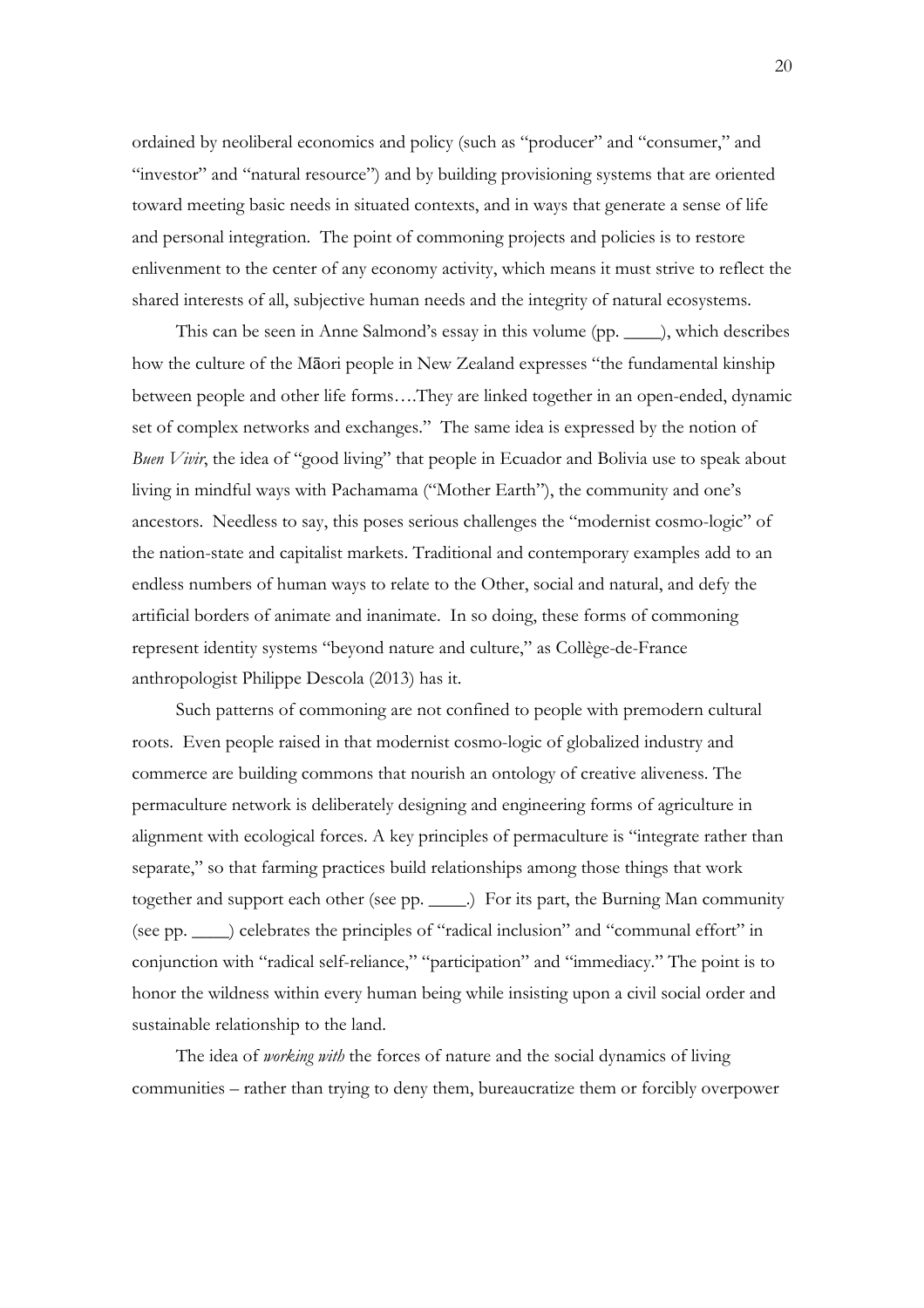ordained by neoliberal economics and policy (such as "producer" and "consumer," and "investor" and "natural resource") and by building provisioning systems that are oriented toward meeting basic needs in situated contexts, and in ways that generate a sense of life and personal integration. The point of commoning projects and policies is to restore enlivenment to the center of any economy activity, which means it must strive to reflect the shared interests of all, subjective human needs and the integrity of natural ecosystems.

This can be seen in Anne Salmond's essay in this volume (pp. ____), which describes how the culture of the Māori people in New Zealand expresses "the fundamental kinship between people and other life forms….They are linked together in an open-ended, dynamic set of complex networks and exchanges." The same idea is expressed by the notion of *Buen Vivir*, the idea of "good living" that people in Ecuador and Bolivia use to speak about living in mindful ways with Pachamama ("Mother Earth"), the community and one's ancestors. Needless to say, this poses serious challenges the "modernist cosmo-logic" of the nation-state and capitalist markets. Traditional and contemporary examples add to an endless numbers of human ways to relate to the Other, social and natural, and defy the artificial borders of animate and inanimate. In so doing, these forms of commoning represent identity systems "beyond nature and culture," as Collège-de-France anthropologist Philippe Descola (2013) has it.

Such patterns of commoning are not confined to people with premodern cultural roots. Even people raised in that modernist cosmo-logic of globalized industry and commerce are building commons that nourish an ontology of creative aliveness. The permaculture network is deliberately designing and engineering forms of agriculture in alignment with ecological forces. A key principles of permaculture is "integrate rather than separate," so that farming practices build relationships among those things that work together and support each other (see pp. ____.) For its part, the Burning Man community (see pp. ____) celebrates the principles of "radical inclusion" and "communal effort" in conjunction with "radical self-reliance," "participation" and "immediacy." The point is to honor the wildness within every human being while insisting upon a civil social order and sustainable relationship to the land.

The idea of *working with* the forces of nature and the social dynamics of living communities – rather than trying to deny them, bureaucratize them or forcibly overpower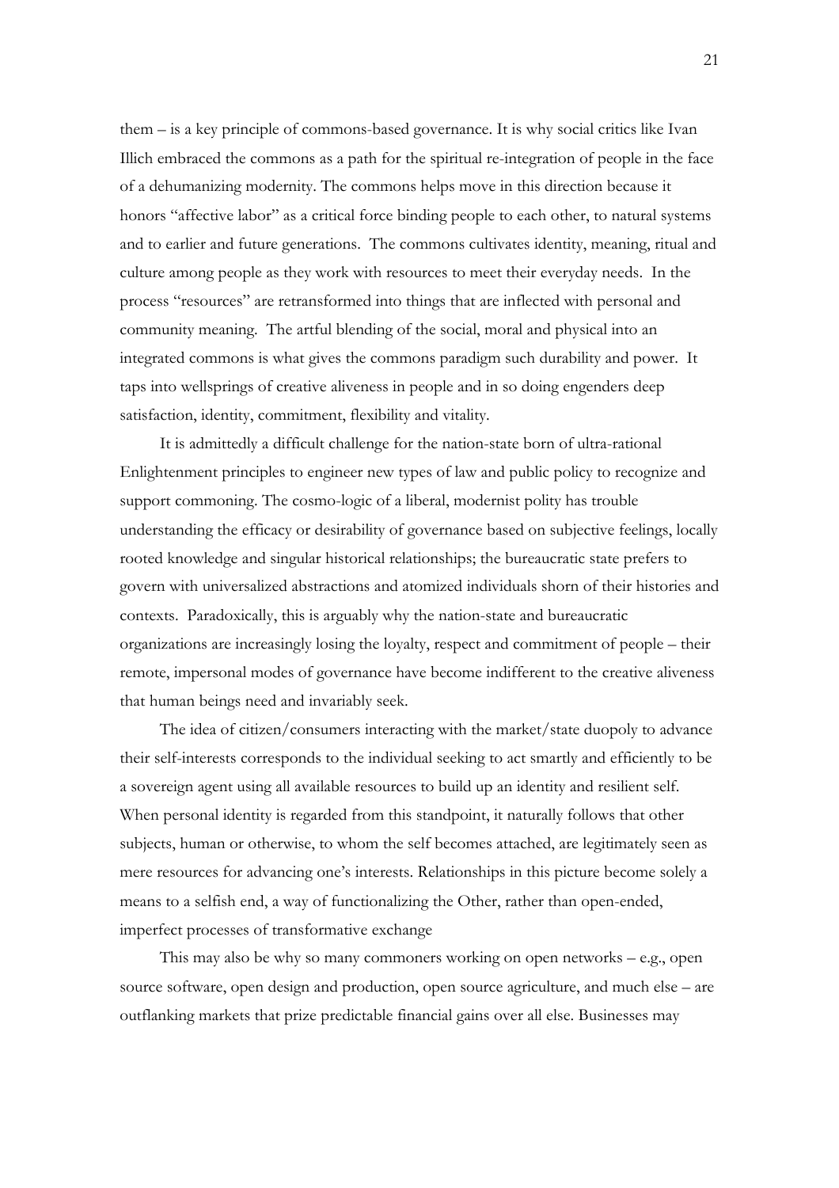them – is a key principle of commons-based governance. It is why social critics like Ivan Illich embraced the commons as a path for the spiritual re-integration of people in the face of a dehumanizing modernity. The commons helps move in this direction because it honors "affective labor" as a critical force binding people to each other, to natural systems and to earlier and future generations. The commons cultivates identity, meaning, ritual and culture among people as they work with resources to meet their everyday needs. In the process "resources" are retransformed into things that are inflected with personal and community meaning. The artful blending of the social, moral and physical into an integrated commons is what gives the commons paradigm such durability and power. It taps into wellsprings of creative aliveness in people and in so doing engenders deep satisfaction, identity, commitment, flexibility and vitality.

It is admittedly a difficult challenge for the nation-state born of ultra-rational Enlightenment principles to engineer new types of law and public policy to recognize and support commoning. The cosmo-logic of a liberal, modernist polity has trouble understanding the efficacy or desirability of governance based on subjective feelings, locally rooted knowledge and singular historical relationships; the bureaucratic state prefers to govern with universalized abstractions and atomized individuals shorn of their histories and contexts. Paradoxically, this is arguably why the nation-state and bureaucratic organizations are increasingly losing the loyalty, respect and commitment of people – their remote, impersonal modes of governance have become indifferent to the creative aliveness that human beings need and invariably seek.

The idea of citizen/consumers interacting with the market/state duopoly to advance their self-interests corresponds to the individual seeking to act smartly and efficiently to be a sovereign agent using all available resources to build up an identity and resilient self. When personal identity is regarded from this standpoint, it naturally follows that other subjects, human or otherwise, to whom the self becomes attached, are legitimately seen as mere resources for advancing one's interests. Relationships in this picture become solely a means to a selfish end, a way of functionalizing the Other, rather than open-ended, imperfect processes of transformative exchange

This may also be why so many commoners working on open networks – e.g., open source software, open design and production, open source agriculture, and much else – are outflanking markets that prize predictable financial gains over all else. Businesses may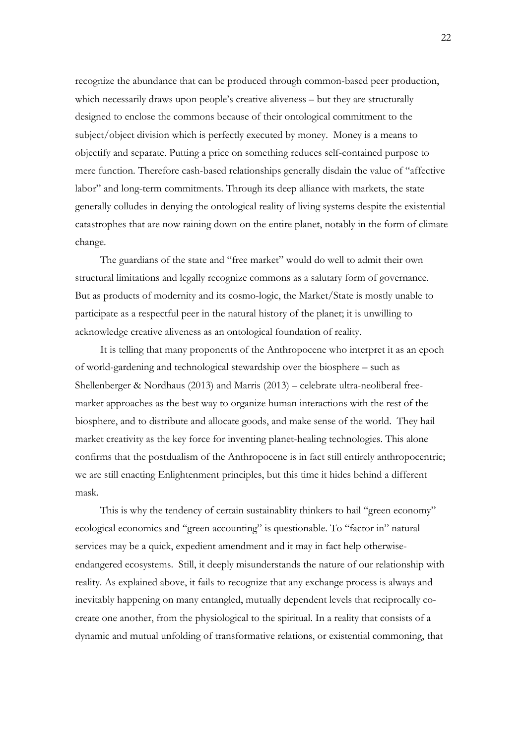recognize the abundance that can be produced through common-based peer production, which necessarily draws upon people's creative aliveness – but they are structurally designed to enclose the commons because of their ontological commitment to the subject/object division which is perfectly executed by money. Money is a means to objectify and separate. Putting a price on something reduces self-contained purpose to mere function. Therefore cash-based relationships generally disdain the value of "affective labor" and long-term commitments. Through its deep alliance with markets, the state generally colludes in denying the ontological reality of living systems despite the existential catastrophes that are now raining down on the entire planet, notably in the form of climate change.

The guardians of the state and "free market" would do well to admit their own structural limitations and legally recognize commons as a salutary form of governance. But as products of modernity and its cosmo-logic, the Market/State is mostly unable to participate as a respectful peer in the natural history of the planet; it is unwilling to acknowledge creative aliveness as an ontological foundation of reality.

It is telling that many proponents of the Anthropocene who interpret it as an epoch of world-gardening and technological stewardship over the biosphere – such as Shellenberger & Nordhaus (2013) and Marris (2013) – celebrate ultra-neoliberal free-market approaches as the best way to organize human interactions with the rest of the biosphere, and to distribute and allocate goods, and make sense of the world. They hail market creativity as the key force for inventing planet-healing technologies. This alone confirms that the postdualism of the Anthropocene is in fact still entirely anthropocentric; we are still enacting Enlightenment principles, but this time it hides behind a different mask.

This is why the tendency of certain sustainablity thinkers to hail "green economy" ecological economics and "green accounting" is questionable. To "factor in" natural services may be a quick, expedient amendment and it may in fact help otherwise-endangered ecosystems. Still, it deeply misunderstands the nature of our relationship with reality. As explained above, it fails to recognize that any exchange process is always and inevitably happening on many entangled, mutually dependent levels that reciprocally co-create one another, from the physiological to the spiritual. In a reality that consists of a dynamic and mutual unfolding of transformative relations, or existential commoning, that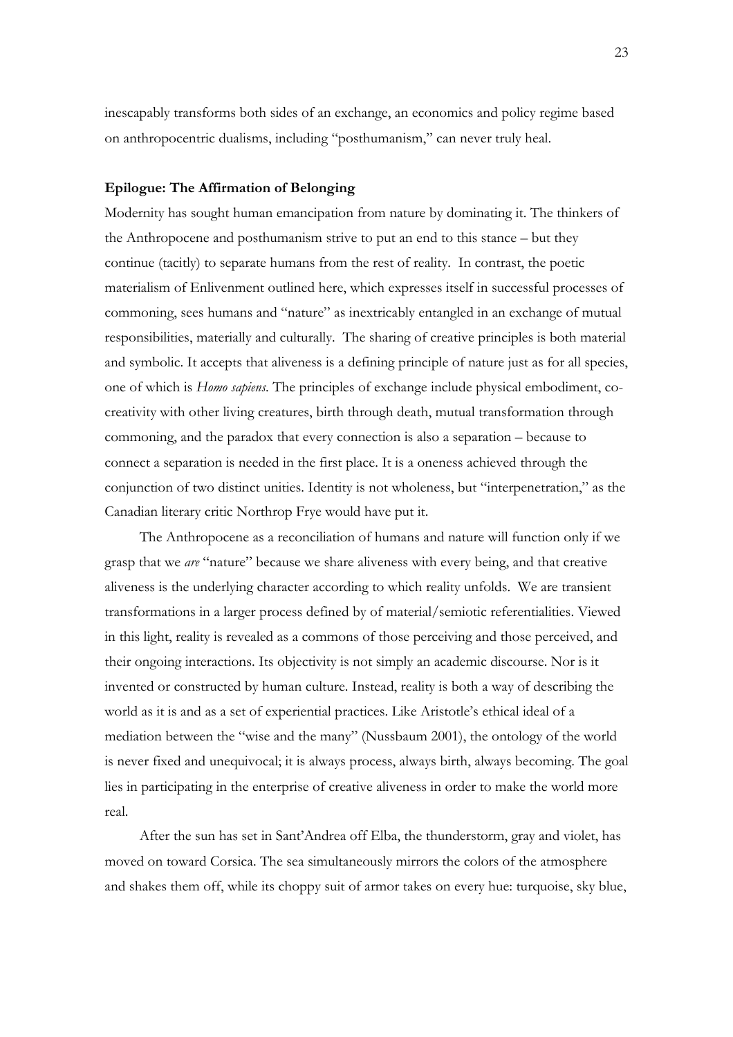inescapably transforms both sides of an exchange, an economics and policy regime based on anthropocentric dualisms, including "posthumanism," can never truly heal.

### Epilogue: The Affirmation of Belonging

Modernity has sought human emancipation from nature by dominating it. The thinkers of the Anthropocene and posthumanism strive to put an end to this stance – but they continue (tacitly) to separate humans from the rest of reality. In contrast, the poetic materialism of Enlivenment outlined here, which expresses itself in successful processes of commoning, sees humans and "nature" as inextricably entangled in an exchange of mutual responsibilities, materially and culturally. The sharing of creative principles is both material and symbolic. It accepts that aliveness is a defining principle of nature just as for all species, one of which is *Homo sapiens*. The principles of exchange include physical embodiment, co-creativity with other living creatures, birth through death, mutual transformation through commoning, and the paradox that every connection is also a separation – because to connect a separation is needed in the first place. It is a oneness achieved through the conjunction of two distinct unities. Identity is not wholeness, but "interpenetration," as the Canadian literary critic Northrop Frye would have put it.

The Anthropocene as a reconciliation of humans and nature will function only if we grasp that we *are* "nature" because we share aliveness with every being, and that creative aliveness is the underlying character according to which reality unfolds. We are transient transformations in a larger process defined by of material/semiotic referentialities. Viewed in this light, reality is revealed as a commons of those perceiving and those perceived, and their ongoing interactions. Its objectivity is not simply an academic discourse. Nor is it invented or constructed by human culture. Instead, reality is both a way of describing the world as it is and as a set of experiential practices. Like Aristotle's ethical ideal of a mediation between the "wise and the many" (Nussbaum 2001), the ontology of the world is never fixed and unequivocal; it is always process, always birth, always becoming. The goal lies in participating in the enterprise of creative aliveness in order to make the world more real.

After the sun has set in Sant'Andrea off Elba, the thunderstorm, gray and violet, has moved on toward Corsica. The sea simultaneously mirrors the colors of the atmosphere and shakes them off, while its choppy suit of armor takes on every hue: turquoise, sky blue,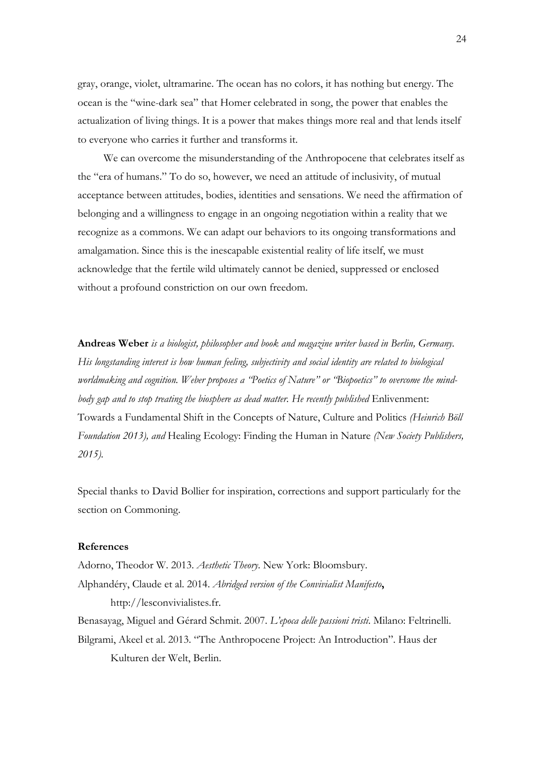gray, orange, violet, ultramarine. The ocean has no colors, it has nothing but energy. The ocean is the "wine-dark sea" that Homer celebrated in song, the power that enables the actualization of living things. It is a power that makes things more real and that lends itself to everyone who carries it further and transforms it.

We can overcome the misunderstanding of the Anthropocene that celebrates itself as the "era of humans." To do so, however, we need an attitude of inclusivity, of mutual acceptance between attitudes, bodies, identities and sensations. We need the affirmation of belonging and a willingness to engage in an ongoing negotiation within a reality that we recognize as a commons. We can adapt our behaviors to its ongoing transformations and amalgamation. Since this is the inescapable existential reality of life itself, we must acknowledge that the fertile wild ultimately cannot be denied, suppressed or enclosed without a profound constriction on our own freedom.

**Andreas Weber** *is a biologist, philosopher and book and magazine writer based in Berlin, Germany. His longstanding interest is how human feeling, subjectivity and social identity are related to biological worldmaking and cognition. Weber proposes a "Poetics of Nature" or "Biopoetics" to overcome the mind-body gap and to stop treating the biosphere as dead matter. He recently published* Enlivenment: Towards a Fundamental Shift in the Concepts of Nature, Culture and Politics *(Heinrich Böll Foundation 2013), and* Healing Ecology: Finding the Human in Nature *(New Society Publishers, 2015).*

Special thanks to David Bollier for inspiration, corrections and support particularly for the section on Commoning.

**References**

Adorno, Theodor W. 2013. *Aesthetic Theory.* New York: Bloomsbury.

Alphandéry, Claude et al. 2014. *Abridged version of the Convivialist Manifesto***,** http://lesconvivialistes.fr.

Benasayag, Miguel and Gérard Schmit. 2007. *L'epoca delle passioni tristi*. Milano: Feltrinelli.

Bilgrami, Akeel et al. 2013. "The Anthropocene Project: An Introduction". Haus der Kulturen der Welt, Berlin.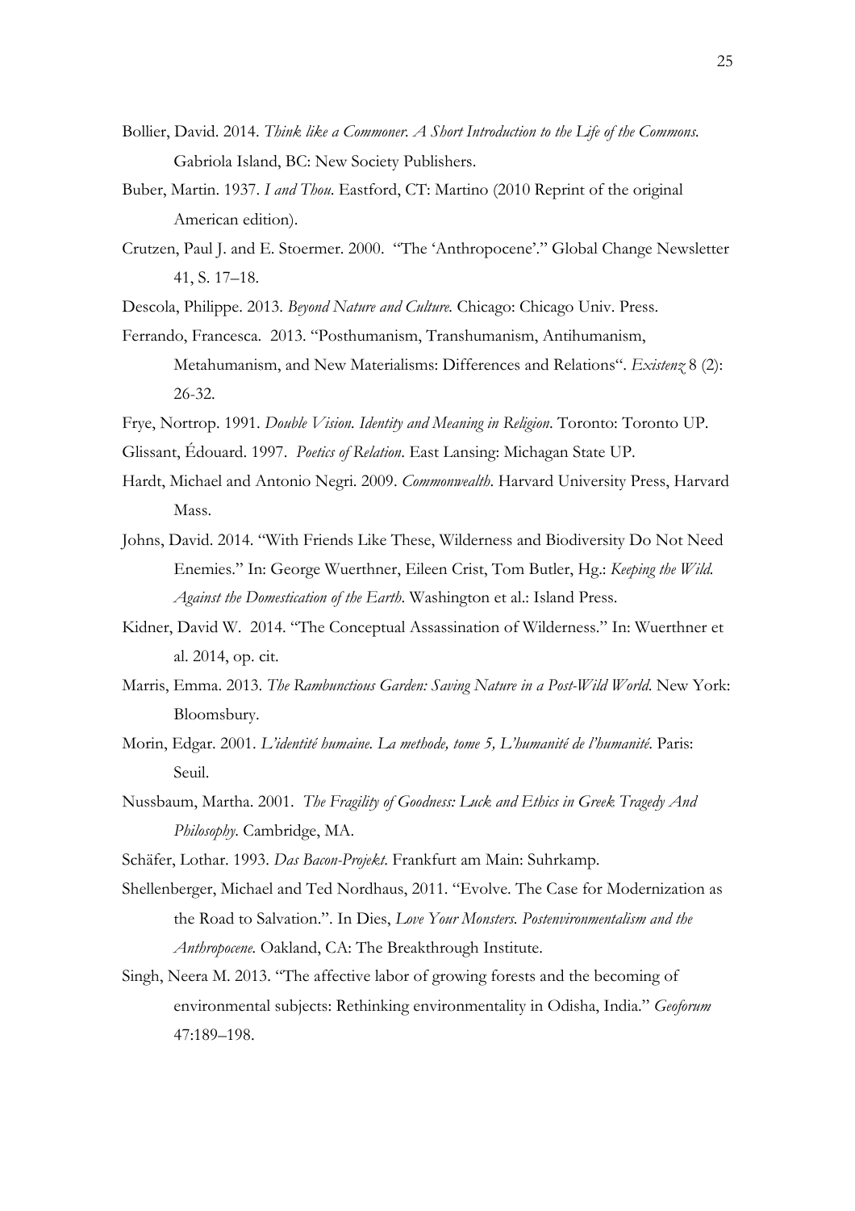Bollier, David. 2014. *Think like a Commoner. A Short Introduction to the Life of the Commons*. Gabriola Island, BC: New Society Publishers.

Buber, Martin. 1937. *I and Thou*. Eastford, CT: Martino (2010 Reprint of the original American edition).

Crutzen, Paul J. and E. Stoermer. 2000. "The 'Anthropocene'." Global Change Newsletter 41, S. 17–18.

Descola, Philippe. 2013. *Beyond Nature and Culture*. Chicago: Chicago Univ. Press.

Ferrando, Francesca. 2013. "Posthumanism, Transhumanism, Antihumanism, Metahumanism, and New Materialisms: Differences and Relations". *Existenz* 8 (2): 26-32.

Frye, Nortrop. 1991. *Double Vision. Identity and Meaning in Religion*. Toronto: Toronto UP.

Glissant, Édouard. 1997. *Poetics of Relation*. East Lansing: Michagan State UP.

Hardt, Michael and Antonio Negri. 2009. *Commonwealth*. Harvard University Press, Harvard Mass.

Johns, David. 2014. "With Friends Like These, Wilderness and Biodiversity Do Not Need Enemies." In: George Wuerthner, Eileen Crist, Tom Butler, Hg.: *Keeping the Wild. Against the Domestication of the Earth*. Washington et al.: Island Press.

Kidner, David W. 2014. "The Conceptual Assassination of Wilderness." In: Wuerthner et al. 2014, op. cit.

Marris, Emma. 2013. *The Rambunctious Garden: Saving Nature in a Post-Wild World*. New York: Bloomsbury.

Morin, Edgar. 2001. *L'identité humaine. La methode, tome 5, L'humanité de l'humanité*. Paris: Seuil.

Nussbaum, Martha. 2001. *The Fragility of Goodness: Luck and Ethics in Greek Tragedy And Philosophy*. Cambridge, MA.

Schäfer, Lothar. 1993. *Das Bacon-Projekt*. Frankfurt am Main: Suhrkamp.

Shellenberger, Michael and Ted Nordhaus, 2011. "Evolve. The Case for Modernization as the Road to Salvation.". In Dies, *Love Your Monsters. Postenvironmentalism and the Anthropocene*. Oakland, CA: The Breakthrough Institute.

Singh, Neera M. 2013. "The affective labor of growing forests and the becoming of environmental subjects: Rethinking environmentality in Odisha, India." *Geoforum* 47:189–198.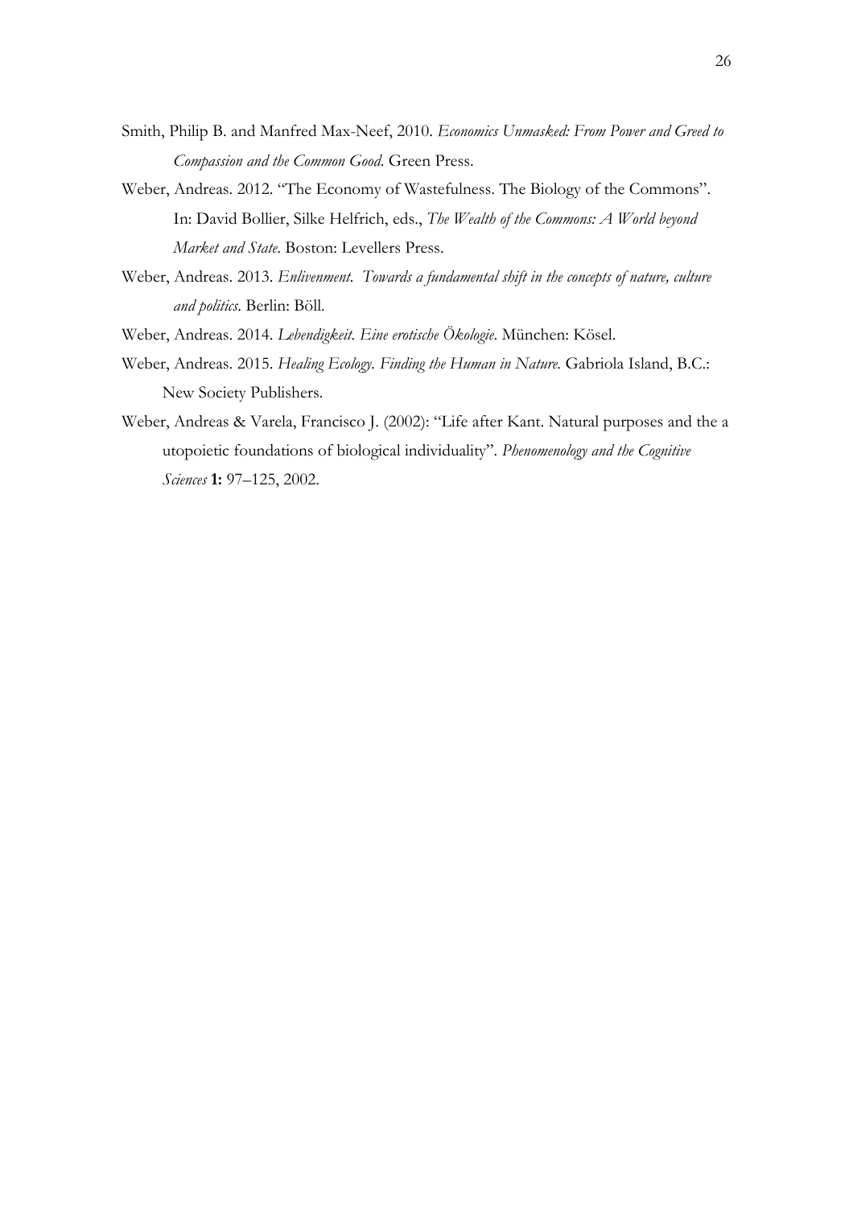Smith, Philip B. and Manfred Max-Neef, 2010. *Economics Unmasked: From Power and Greed to Compassion and the Common Good*. Green Press.

Weber, Andreas. 2012. "The Economy of Wastefulness. The Biology of the Commons". In: David Bollier, Silke Helfrich, eds., *The Wealth of the Commons: A World beyond Market and State*. Boston: Levellers Press.

Weber, Andreas. 2013. *Enlivenment. Towards a fundamental shift in the concepts of nature, culture and politics*. Berlin: Böll.

Weber, Andreas. 2014. *Lebendigkeit. Eine erotische Ökologie*. München: Kösel.

Weber, Andreas. 2015. *Healing Ecology. Finding the Human in Nature.* Gabriola Island, B.C.: New Society Publishers.

Weber, Andreas & Varela, Francisco J. (2002): "Life after Kant. Natural purposes and the a utopoietic foundations of biological individuality". *Phenomenology and the Cognitive Sciences* **1:** 97–125, 2002.